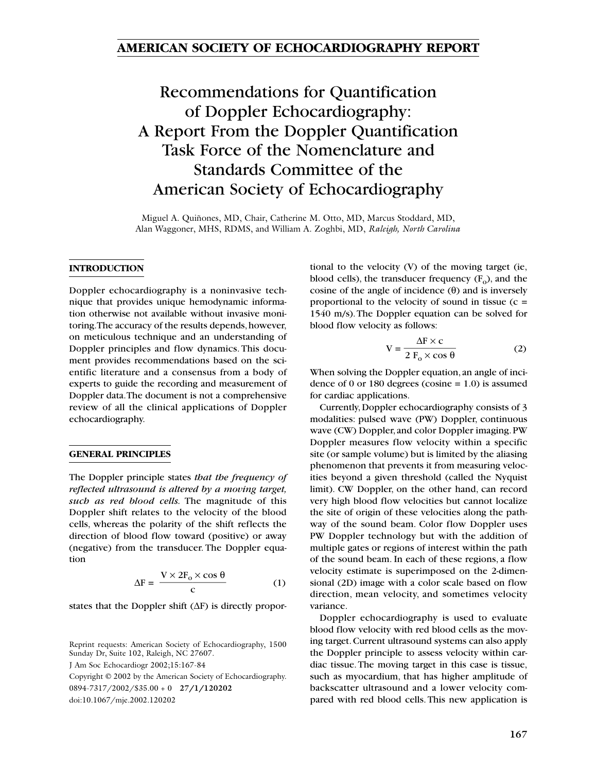## AMERICAN SOCIETY OF ECHOCARDIOGRAPHY REPORT

# Recommendations for Quantification of Doppler Echocardiography: A Report From the Doppler Quantification Task Force of the Nomenclature and Standards Committee of the American Society of Echocardiography

Miguel A. Quiñones, MD, Chair, Catherine M. Otto, MD, Marcus Stoddard, MD, Alan Waggoner, MHS, RDMS, and William A. Zoghbi, MD, *Raleigh, North Carolina*

## INTRODUCTION

Doppler echocardiography is a noninvasive technique that provides unique hemodynamic information otherwise not available without invasive monitoring. The accuracy of the results depends, however, on meticulous technique and an understanding of Doppler principles and flow dynamics. This document provides recommendations based on the scientific literature and a consensus from a body of experts to guide the recording and measurement of Doppler data. The document is not a comprehensive review of all the clinical applications of Doppler echocardiography.

## GENERAL PRINCIPLES

The Doppler principle states *that the frequency of reflected ultrasound is altered by a moving target, such as red blood cells.* The magnitude of this Doppler shift relates to the velocity of the blood cells, whereas the polarity of the shift reflects the direction of blood flow toward (positive) or away (negative) from the transducer. The Doppler equation

$$\Delta F = \frac{V \times 2F_o \times \cos\theta}{c} \qquad (1)$$

states that the Doppler shift ($\Delta F$) is directly proportional to the velocity (V) of the moving target (ie, blood cells), the transducer frequency ($F_o$), and the cosine of the angle of incidence ($\theta$) and is inversely proportional to the velocity of sound in tissue (c = 1540 m/s). The Doppler equation can be solved for blood flow velocity as follows:

$$V = \frac{\Delta F \times c}{2\,F_o \times \cos\theta} \qquad (2)$$

When solving the Doppler equation, an angle of incidence of 0 or 180 degrees (cosine = 1.0) is assumed for cardiac applications.

Currently, Doppler echocardiography consists of 3 modalities: pulsed wave (PW) Doppler, continuous wave (CW) Doppler, and color Doppler imaging. PW Doppler measures flow velocity within a specific site (or sample volume) but is limited by the aliasing phenomenon that prevents it from measuring velocities beyond a given threshold (called the Nyquist limit). CW Doppler, on the other hand, can record very high blood flow velocities but cannot localize the site of origin of these velocities along the pathway of the sound beam. Color flow Doppler uses PW Doppler technology but with the addition of multiple gates or regions of interest within the path of the sound beam. In each of these regions, a flow velocity estimate is superimposed on the 2-dimensional (2D) image with a color scale based on flow direction, mean velocity, and sometimes velocity variance.

Doppler echocardiography is used to evaluate blood flow velocity with red blood cells as the moving target. Current ultrasound systems can also apply the Doppler principle to assess velocity within cardiac tissue. The moving target in this case is tissue, such as myocardium, that has higher amplitude of backscatter ultrasound and a lower velocity compared with red blood cells. This new application is

Reprint requests: American Society of Echocardiography, 1500 Sunday Dr, Suite 102, Raleigh, NC 27607.

J Am Soc Echocardiogr 2002;15:167-84

Copyright © 2002 by the American Society of Echocardiography.

0894-7317/2002/$35.00 + 0 **27/1/120202**

doi:10.1067/mje.2002.120202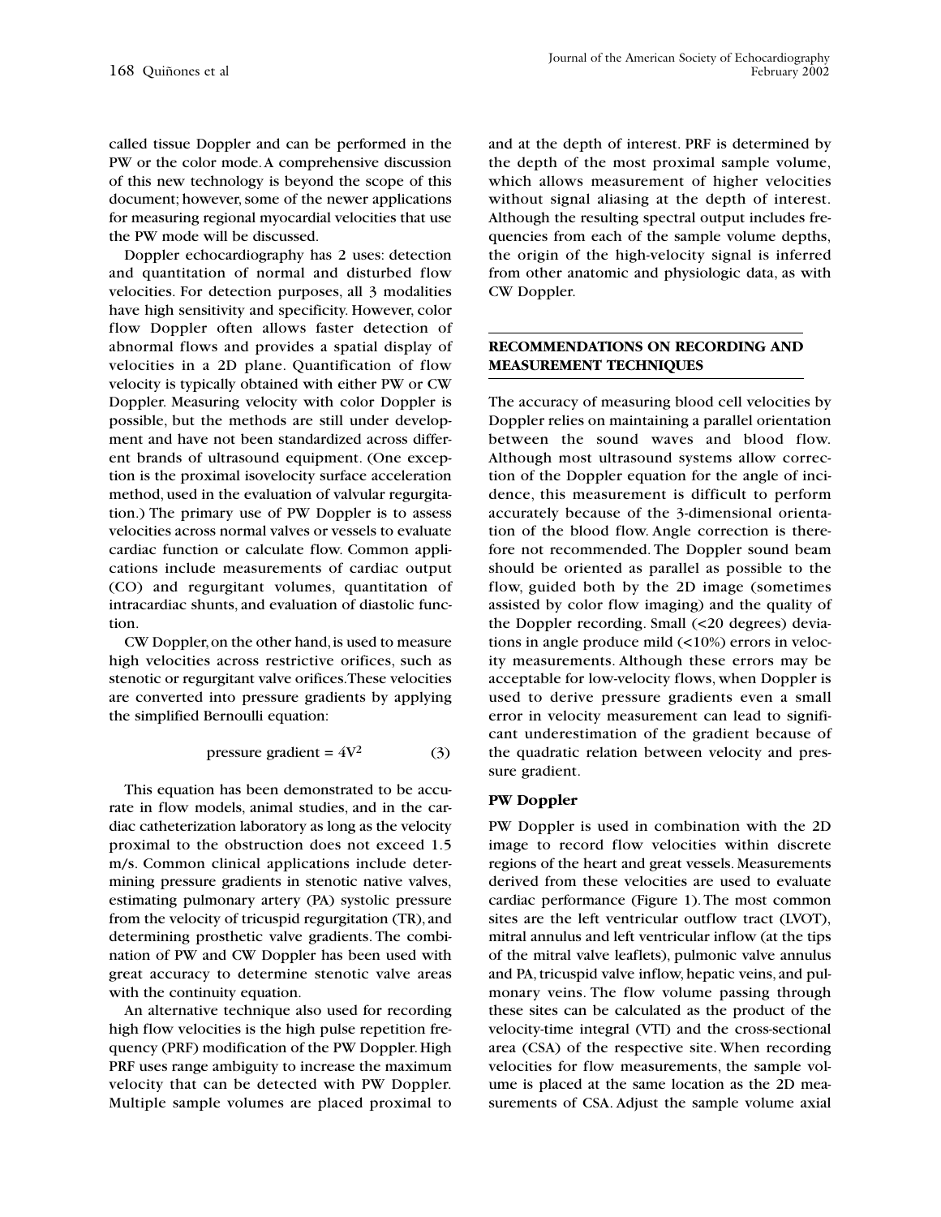called tissue Doppler and can be performed in the PW or the color mode. A comprehensive discussion of this new technology is beyond the scope of this document; however, some of the newer applications for measuring regional myocardial velocities that use the PW mode will be discussed.

Doppler echocardiography has 2 uses: detection and quantitation of normal and disturbed flow velocities. For detection purposes, all 3 modalities have high sensitivity and specificity. However, color flow Doppler often allows faster detection of abnormal flows and provides a spatial display of velocities in a 2D plane. Quantification of flow velocity is typically obtained with either PW or CW Doppler. Measuring velocity with color Doppler is possible, but the methods are still under development and have not been standardized across different brands of ultrasound equipment. (One exception is the proximal isovelocity surface acceleration method, used in the evaluation of valvular regurgitation.) The primary use of PW Doppler is to assess velocities across normal valves or vessels to evaluate cardiac function or calculate flow. Common applications include measurements of cardiac output (CO) and regurgitant volumes, quantitation of intracardiac shunts, and evaluation of diastolic function.

CW Doppler, on the other hand, is used to measure high velocities across restrictive orifices, such as stenotic or regurgitant valve orifices. These velocities are converted into pressure gradients by applying the simplified Bernoulli equation:

$$\text{pressure gradient} = 4V^2 \qquad (3)$$

This equation has been demonstrated to be accurate in flow models, animal studies, and in the cardiac catheterization laboratory as long as the velocity proximal to the obstruction does not exceed 1.5 m/s. Common clinical applications include determining pressure gradients in stenotic native valves, estimating pulmonary artery (PA) systolic pressure from the velocity of tricuspid regurgitation (TR), and determining prosthetic valve gradients. The combination of PW and CW Doppler has been used with great accuracy to determine stenotic valve areas with the continuity equation.

An alternative technique also used for recording high flow velocities is the high pulse repetition frequency (PRF) modification of the PW Doppler. High PRF uses range ambiguity to increase the maximum velocity that can be detected with PW Doppler. Multiple sample volumes are placed proximal to and at the depth of interest. PRF is determined by the depth of the most proximal sample volume, which allows measurement of higher velocities without signal aliasing at the depth of interest. Although the resulting spectral output includes frequencies from each of the sample volume depths, the origin of the high-velocity signal is inferred from other anatomic and physiologic data, as with CW Doppler.

## RECOMMENDATIONS ON RECORDING AND MEASUREMENT TECHNIQUES

The accuracy of measuring blood cell velocities by Doppler relies on maintaining a parallel orientation between the sound waves and blood flow. Although most ultrasound systems allow correction of the Doppler equation for the angle of incidence, this measurement is difficult to perform accurately because of the 3-dimensional orientation of the blood flow. Angle correction is therefore not recommended. The Doppler sound beam should be oriented as parallel as possible to the flow, guided both by the 2D image (sometimes assisted by color flow imaging) and the quality of the Doppler recording. Small (<20 degrees) deviations in angle produce mild (<10%) errors in velocity measurements. Although these errors may be acceptable for low-velocity flows, when Doppler is used to derive pressure gradients even a small error in velocity measurement can lead to significant underestimation of the gradient because of the quadratic relation between velocity and pressure gradient.

### PW Doppler

PW Doppler is used in combination with the 2D image to record flow velocities within discrete regions of the heart and great vessels. Measurements derived from these velocities are used to evaluate cardiac performance (Figure 1). The most common sites are the left ventricular outflow tract (LVOT), mitral annulus and left ventricular inflow (at the tips of the mitral valve leaflets), pulmonic valve annulus and PA, tricuspid valve inflow, hepatic veins, and pulmonary veins. The flow volume passing through these sites can be calculated as the product of the velocity-time integral (VTI) and the cross-sectional area (CSA) of the respective site. When recording velocities for flow measurements, the sample volume is placed at the same location as the 2D measurements of CSA. Adjust the sample volume axial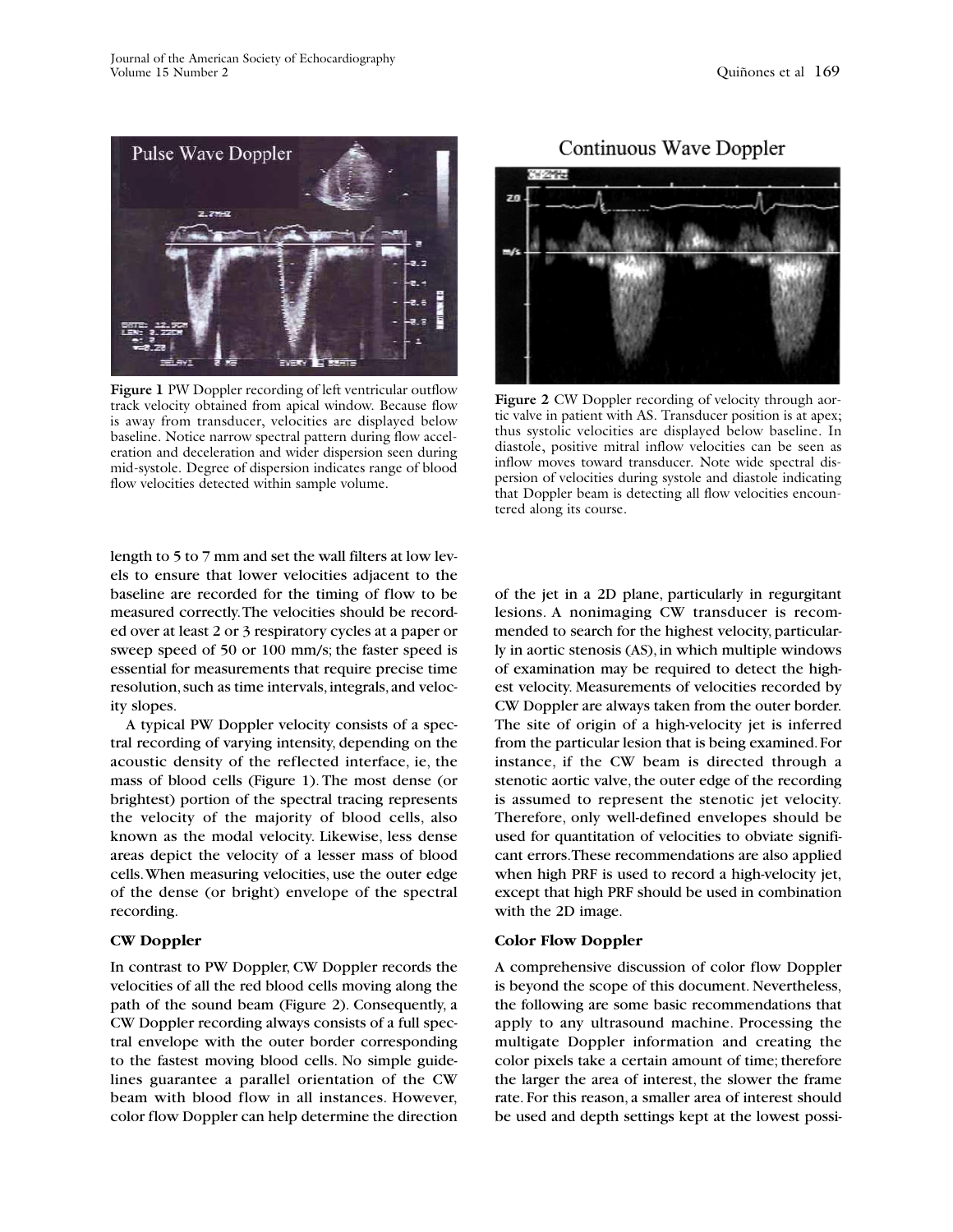Pulse Wave Doppler

**Figure 1** PW Doppler recording of left ventricular outflow track velocity obtained from apical window. Because flow is away from transducer, velocities are displayed below baseline. Notice narrow spectral pattern during flow acceleration and deceleration and wider dispersion seen during mid-systole. Degree of dispersion indicates range of blood flow velocities detected within sample volume.

Continuous Wave Doppler

**Figure 2** CW Doppler recording of velocity through aortic valve in patient with AS. Transducer position is at apex; thus systolic velocities are displayed below baseline. In diastole, positive mitral inflow velocities can be seen as inflow moves toward transducer. Note wide spectral dispersion of velocities during systole and diastole indicating that Doppler beam is detecting all flow velocities encountered along its course.

length to 5 to 7 mm and set the wall filters at low levels to ensure that lower velocities adjacent to the baseline are recorded for the timing of flow to be measured correctly. The velocities should be recorded over at least 2 or 3 respiratory cycles at a paper or sweep speed of 50 or 100 mm/s; the faster speed is essential for measurements that require precise time resolution, such as time intervals, integrals, and velocity slopes.

A typical PW Doppler velocity consists of a spectral recording of varying intensity, depending on the acoustic density of the reflected interface, ie, the mass of blood cells (Figure 1). The most dense (or brightest) portion of the spectral tracing represents the velocity of the majority of blood cells, also known as the modal velocity. Likewise, less dense areas depict the velocity of a lesser mass of blood cells. When measuring velocities, use the outer edge of the dense (or bright) envelope of the spectral recording.

### CW Doppler

In contrast to PW Doppler, CW Doppler records the velocities of all the red blood cells moving along the path of the sound beam (Figure 2). Consequently, a CW Doppler recording always consists of a full spectral envelope with the outer border corresponding to the fastest moving blood cells. No simple guidelines guarantee a parallel orientation of the CW beam with blood flow in all instances. However, color flow Doppler can help determine the direction of the jet in a 2D plane, particularly in regurgitant lesions. A nonimaging CW transducer is recommended to search for the highest velocity, particularly in aortic stenosis (AS), in which multiple windows of examination may be required to detect the highest velocity. Measurements of velocities recorded by CW Doppler are always taken from the outer border. The site of origin of a high-velocity jet is inferred from the particular lesion that is being examined. For instance, if the CW beam is directed through a stenotic aortic valve, the outer edge of the recording is assumed to represent the stenotic jet velocity. Therefore, only well-defined envelopes should be used for quantitation of velocities to obviate significant errors. These recommendations are also applied when high PRF is used to record a high-velocity jet, except that high PRF should be used in combination with the 2D image.

### Color Flow Doppler

A comprehensive discussion of color flow Doppler is beyond the scope of this document. Nevertheless, the following are some basic recommendations that apply to any ultrasound machine. Processing the multigate Doppler information and creating the color pixels take a certain amount of time; therefore the larger the area of interest, the slower the frame rate. For this reason, a smaller area of interest should be used and depth settings kept at the lowest possi-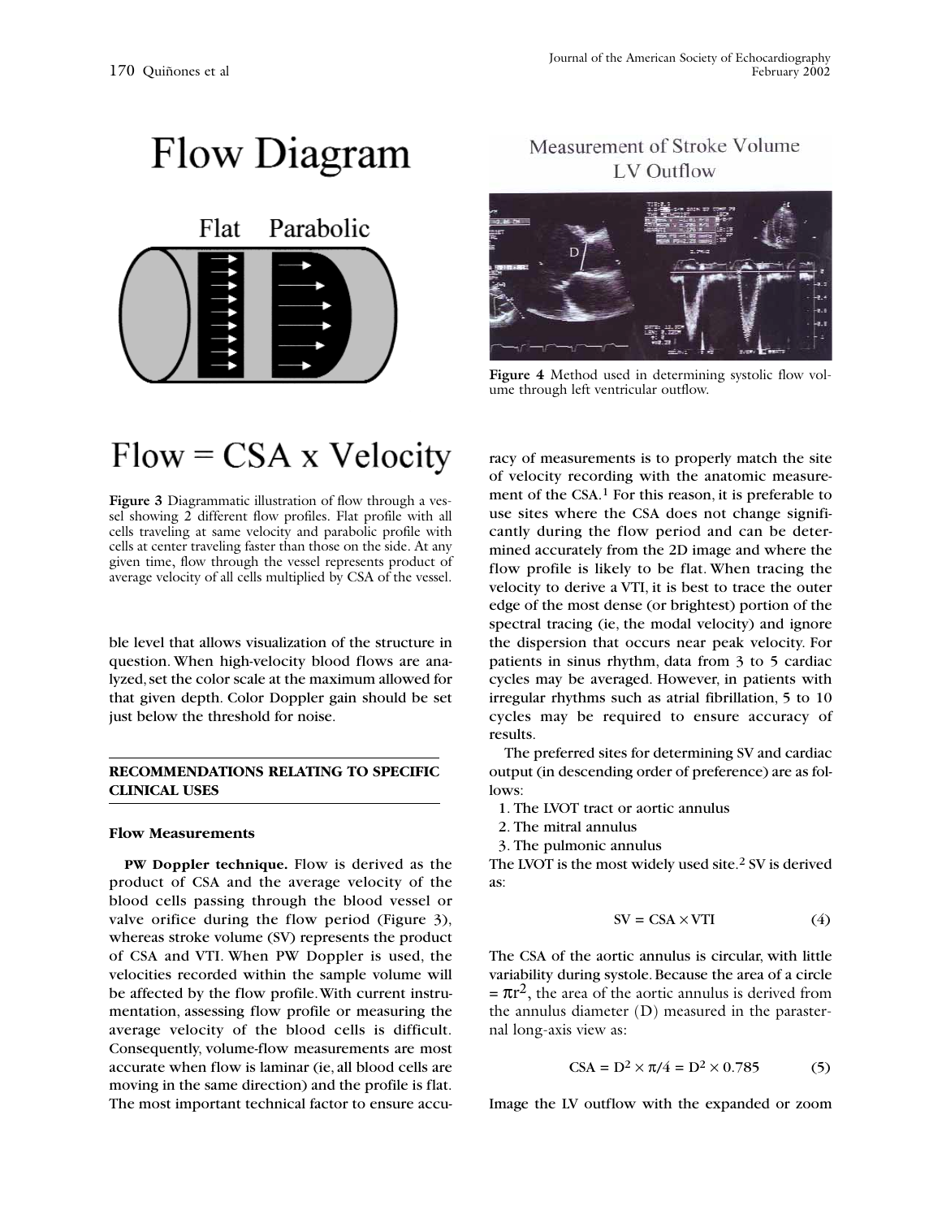Flow Diagram

Flat Parabolic

Flow = CSA x Velocity

**Figure 3** Diagrammatic illustration of flow through a vessel showing 2 different flow profiles. Flat profile with all cells traveling at same velocity and parabolic profile with cells at center traveling faster than those on the side. At any given time, flow through the vessel represents product of average velocity of all cells multiplied by CSA of the vessel.

Measurement of Stroke Volume
LV Outflow

**Figure 4** Method used in determining systolic flow volume through left ventricular outflow.

ble level that allows visualization of the structure in question. When high-velocity blood flows are analyzed, set the color scale at the maximum allowed for that given depth. Color Doppler gain should be set just below the threshold for noise.

## RECOMMENDATIONS RELATING TO SPECIFIC CLINICAL USES

### Flow Measurements

**PW Doppler technique.** Flow is derived as the product of CSA and the average velocity of the blood cells passing through the blood vessel or valve orifice during the flow period (Figure 3), whereas stroke volume (SV) represents the product of CSA and VTI. When PW Doppler is used, the velocities recorded within the sample volume will be affected by the flow profile. With current instrumentation, assessing flow profile or measuring the average velocity of the blood cells is difficult. Consequently, volume-flow measurements are most accurate when flow is laminar (ie, all blood cells are moving in the same direction) and the profile is flat. The most important technical factor to ensure accuracy of measurements is to properly match the site of velocity recording with the anatomic measurement of the CSA.[1] For this reason, it is preferable to use sites where the CSA does not change significantly during the flow period and can be determined accurately from the 2D image and where the flow profile is likely to be flat. When tracing the velocity to derive a VTI, it is best to trace the outer edge of the most dense (or brightest) portion of the spectral tracing (ie, the modal velocity) and ignore the dispersion that occurs near peak velocity. For patients in sinus rhythm, data from 3 to 5 cardiac cycles may be averaged. However, in patients with irregular rhythms such as atrial fibrillation, 5 to 10 cycles may be required to ensure accuracy of results.

The preferred sites for determining SV and cardiac output (in descending order of preference) are as follows:

1. The LVOT tract or aortic annulus
2. The mitral annulus
3. The pulmonic annulus

The LVOT is the most widely used site.[2] SV is derived as:

$$SV = CSA \times VTI \qquad (4)$$

The CSA of the aortic annulus is circular, with little variability during systole. Because the area of a circle $= \pi r^2$, the area of the aortic annulus is derived from the annulus diameter (D) measured in the parasternal long-axis view as:

$$CSA = D^2 \times \pi/4 = D^2 \times 0.785 \qquad (5)$$

Image the LV outflow with the expanded or zoom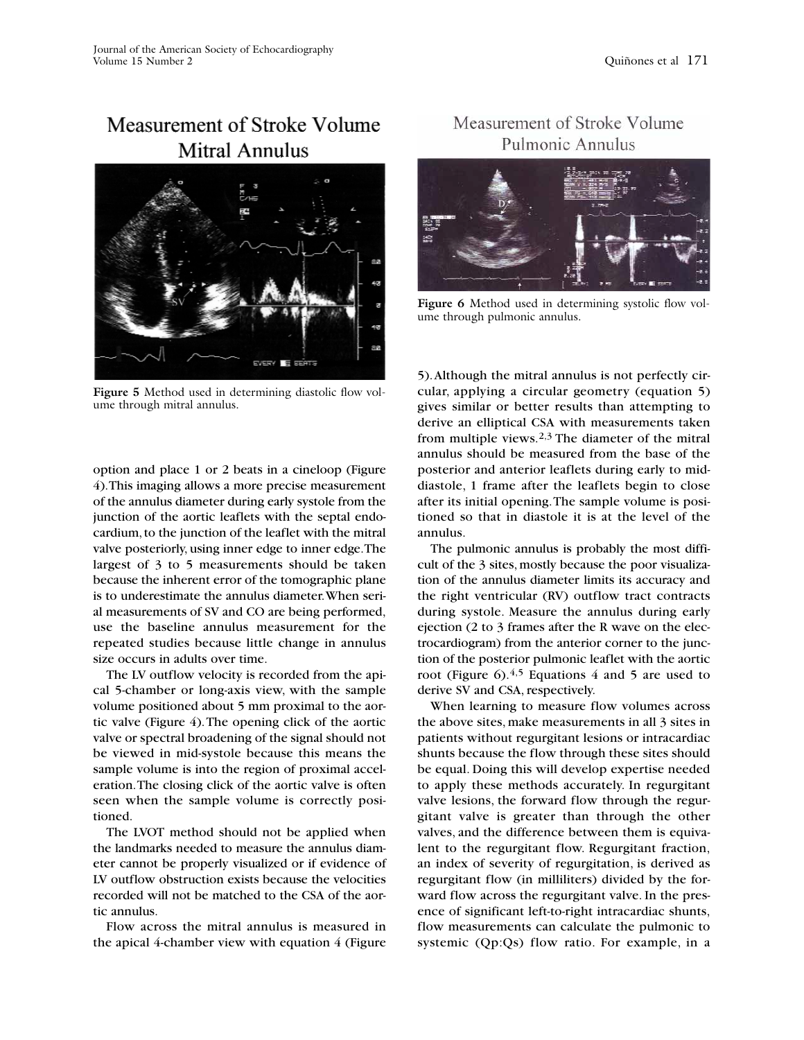Measurement of Stroke Volume
Mitral Annulus

Figure 5 Method used in determining diastolic flow volume through mitral annulus.

option and place 1 or 2 beats in a cineloop (Figure 4). This imaging allows a more precise measurement of the annulus diameter during early systole from the junction of the aortic leaflets with the septal endocardium, to the junction of the leaflet with the mitral valve posteriorly, using inner edge to inner edge. The largest of 3 to 5 measurements should be taken because the inherent error of the tomographic plane is to underestimate the annulus diameter. When serial measurements of SV and CO are being performed, use the baseline annulus measurement for the repeated studies because little change in annulus size occurs in adults over time.

The LV outflow velocity is recorded from the apical 5-chamber or long-axis view, with the sample volume positioned about 5 mm proximal to the aortic valve (Figure 4). The opening click of the aortic valve or spectral broadening of the signal should not be viewed in mid-systole because this means the sample volume is into the region of proximal acceleration. The closing click of the aortic valve is often seen when the sample volume is correctly positioned.

The LVOT method should not be applied when the landmarks needed to measure the annulus diameter cannot be properly visualized or if evidence of LV outflow obstruction exists because the velocities recorded will not be matched to the CSA of the aortic annulus.

Flow across the mitral annulus is measured in the apical 4-chamber view with equation 4 (Figure 5). Although the mitral annulus is not perfectly circular, applying a circular geometry (equation 5) gives similar or better results than attempting to derive an elliptical CSA with measurements taken from multiple views.[2,3] The diameter of the mitral annulus should be measured from the base of the posterior and anterior leaflets during early to mid-diastole, 1 frame after the leaflets begin to close after its initial opening. The sample volume is positioned so that in diastole it is at the level of the annulus.

Measurement of Stroke Volume
Pulmonic Annulus

Figure 6 Method used in determining systolic flow volume through pulmonic annulus.

The pulmonic annulus is probably the most difficult of the 3 sites, mostly because the poor visualization of the annulus diameter limits its accuracy and the right ventricular (RV) outflow tract contracts during systole. Measure the annulus during early ejection (2 to 3 frames after the R wave on the electrocardiogram) from the anterior corner to the junction of the posterior pulmonic leaflet with the aortic root (Figure 6).[4,5] Equations 4 and 5 are used to derive SV and CSA, respectively.

When learning to measure flow volumes across the above sites, make measurements in all 3 sites in patients without regurgitant lesions or intracardiac shunts because the flow through these sites should be equal. Doing this will develop expertise needed to apply these methods accurately. In regurgitant valve lesions, the forward flow through the regurgitant valve is greater than through the other valves, and the difference between them is equivalent to the regurgitant flow. Regurgitant fraction, an index of severity of regurgitation, is derived as regurgitant flow (in milliliters) divided by the forward flow across the regurgitant valve. In the presence of significant left-to-right intracardiac shunts, flow measurements can calculate the pulmonic to systemic (Qp:Qs) flow ratio. For example, in a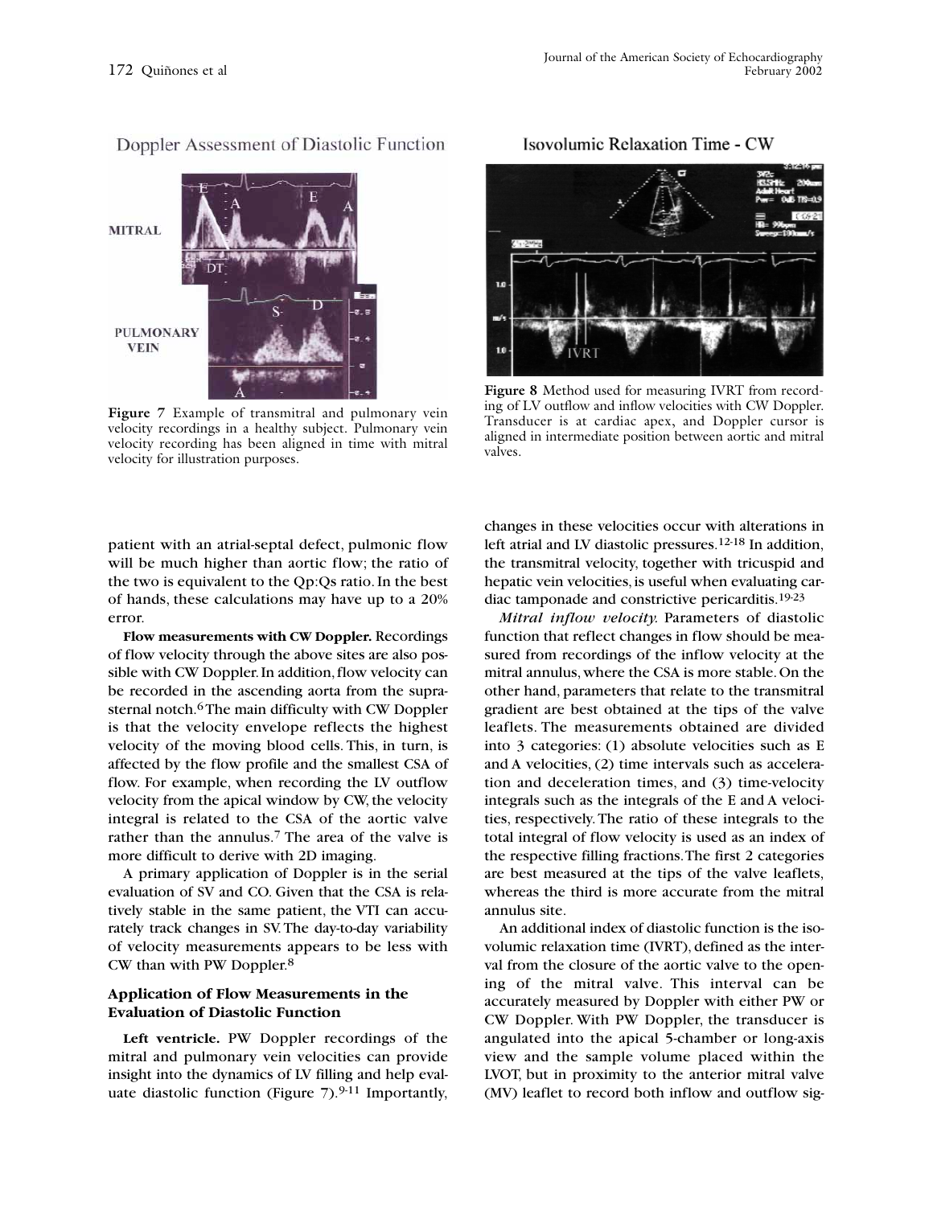Doppler Assessment of Diastolic Function

MITRAL

E A E A

DT

PULMONARY VEIN

S D

A

**Figure 7** Example of transmitral and pulmonary vein velocity recordings in a healthy subject. Pulmonary vein velocity recording has been aligned in time with mitral velocity for illustration purposes.

Isovolumic Relaxation Time - CW

IVRT

**Figure 8** Method used for measuring IVRT from recording of LV outflow and inflow velocities with CW Doppler. Transducer is at cardiac apex, and Doppler cursor is aligned in intermediate position between aortic and mitral valves.

patient with an atrial-septal defect, pulmonic flow will be much higher than aortic flow; the ratio of the two is equivalent to the Qp:Qs ratio. In the best of hands, these calculations may have up to a 20% error.

**Flow measurements with CW Doppler.** Recordings of flow velocity through the above sites are also possible with CW Doppler. In addition, flow velocity can be recorded in the ascending aorta from the suprasternal notch.[6] The main difficulty with CW Doppler is that the velocity envelope reflects the highest velocity of the moving blood cells. This, in turn, is affected by the flow profile and the smallest CSA of flow. For example, when recording the LV outflow velocity from the apical window by CW, the velocity integral is related to the CSA of the aortic valve rather than the annulus.[7] The area of the valve is more difficult to derive with 2D imaging.

A primary application of Doppler is in the serial evaluation of SV and CO. Given that the CSA is relatively stable in the same patient, the VTI can accurately track changes in SV. The day-to-day variability of velocity measurements appears to be less with CW than with PW Doppler.[8]

### Application of Flow Measurements in the Evaluation of Diastolic Function

**Left ventricle.** PW Doppler recordings of the mitral and pulmonary vein velocities can provide insight into the dynamics of LV filling and help evaluate diastolic function (Figure 7).[9-11] Importantly, changes in these velocities occur with alterations in left atrial and LV diastolic pressures.[12-18] In addition, the transmitral velocity, together with tricuspid and hepatic vein velocities, is useful when evaluating cardiac tamponade and constrictive pericarditis.[19-23]

*Mitral inflow velocity.* Parameters of diastolic function that reflect changes in flow should be measured from recordings of the inflow velocity at the mitral annulus, where the CSA is more stable. On the other hand, parameters that relate to the transmitral gradient are best obtained at the tips of the valve leaflets. The measurements obtained are divided into 3 categories: (1) absolute velocities such as E and A velocities, (2) time intervals such as acceleration and deceleration times, and (3) time-velocity integrals such as the integrals of the E and A velocities, respectively. The ratio of these integrals to the total integral of flow velocity is used as an index of the respective filling fractions. The first 2 categories are best measured at the tips of the valve leaflets, whereas the third is more accurate from the mitral annulus site.

An additional index of diastolic function is the isovolumic relaxation time (IVRT), defined as the interval from the closure of the aortic valve to the opening of the mitral valve. This interval can be accurately measured by Doppler with either PW or CW Doppler. With PW Doppler, the transducer is angulated into the apical 5-chamber or long-axis view and the sample volume placed within the LVOT, but in proximity to the anterior mitral valve (MV) leaflet to record both inflow and outflow sig-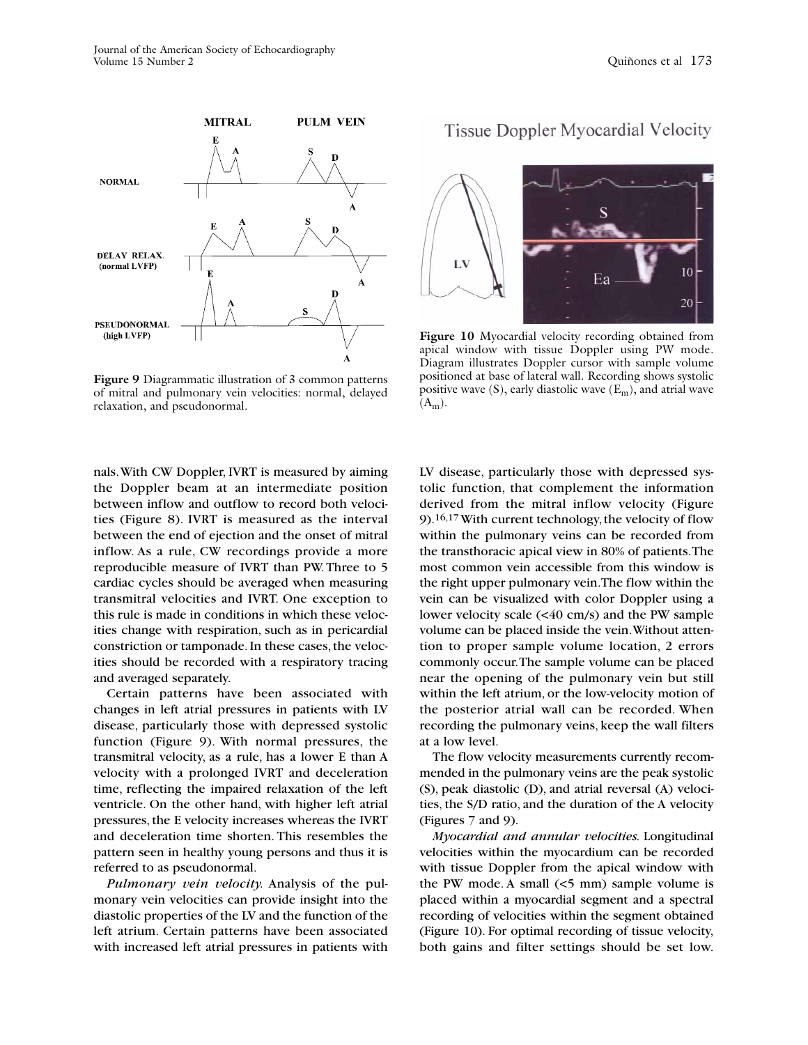MITRAL

PULM VEIN

NORMAL

DELAY RELAX. (normal LVFP)

PSEUDONORMAL (high LVFP)

E A S D A

**Figure 9** Diagrammatic illustration of 3 common patterns of mitral and pulmonary vein velocities: normal, delayed relaxation, and pseudonormal.

Tissue Doppler Myocardial Velocity

LV

S

Ea

10

20

**Figure 10** Myocardial velocity recording obtained from apical window with tissue Doppler using PW mode. Diagram illustrates Doppler cursor with sample volume positioned at base of lateral wall. Recording shows systolic positive wave (S), early diastolic wave ($E_m$), and atrial wave ($A_m$).

nals. With CW Doppler, IVRT is measured by aiming the Doppler beam at an intermediate position between inflow and outflow to record both velocities (Figure 8). IVRT is measured as the interval between the end of ejection and the onset of mitral inflow. As a rule, CW recordings provide a more reproducible measure of IVRT than PW. Three to 5 cardiac cycles should be averaged when measuring transmitral velocities and IVRT. One exception to this rule is made in conditions in which these velocities change with respiration, such as in pericardial constriction or tamponade. In these cases, the velocities should be recorded with a respiratory tracing and averaged separately.

Certain patterns have been associated with changes in left atrial pressures in patients with LV disease, particularly those with depressed systolic function (Figure 9). With normal pressures, the transmitral velocity, as a rule, has a lower E than A velocity with a prolonged IVRT and deceleration time, reflecting the impaired relaxation of the left ventricle. On the other hand, with higher left atrial pressures, the E velocity increases whereas the IVRT and deceleration time shorten. This resembles the pattern seen in healthy young persons and thus it is referred to as pseudonormal.

*Pulmonary vein velocity.* Analysis of the pulmonary vein velocities can provide insight into the diastolic properties of the LV and the function of the left atrium. Certain patterns have been associated with increased left atrial pressures in patients with LV disease, particularly those with depressed systolic function, that complement the information derived from the mitral inflow velocity (Figure 9).[16,17] With current technology, the velocity of flow within the pulmonary veins can be recorded from the transthoracic apical view in 80% of patients. The most common vein accessible from this window is the right upper pulmonary vein. The flow within the vein can be visualized with color Doppler using a lower velocity scale (<40 cm/s) and the PW sample volume can be placed inside the vein. Without attention to proper sample volume location, 2 errors commonly occur. The sample volume can be placed near the opening of the pulmonary vein but still within the left atrium, or the low-velocity motion of the posterior atrial wall can be recorded. When recording the pulmonary veins, keep the wall filters at a low level.

The flow velocity measurements currently recommended in the pulmonary veins are the peak systolic (S), peak diastolic (D), and atrial reversal (A) velocities, the S/D ratio, and the duration of the A velocity (Figures 7 and 9).

*Myocardial and annular velocities.* Longitudinal velocities within the myocardium can be recorded with tissue Doppler from the apical window with the PW mode. A small (<5 mm) sample volume is placed within a myocardial segment and a spectral recording of velocities within the segment obtained (Figure 10). For optimal recording of tissue velocity, both gains and filter settings should be set low.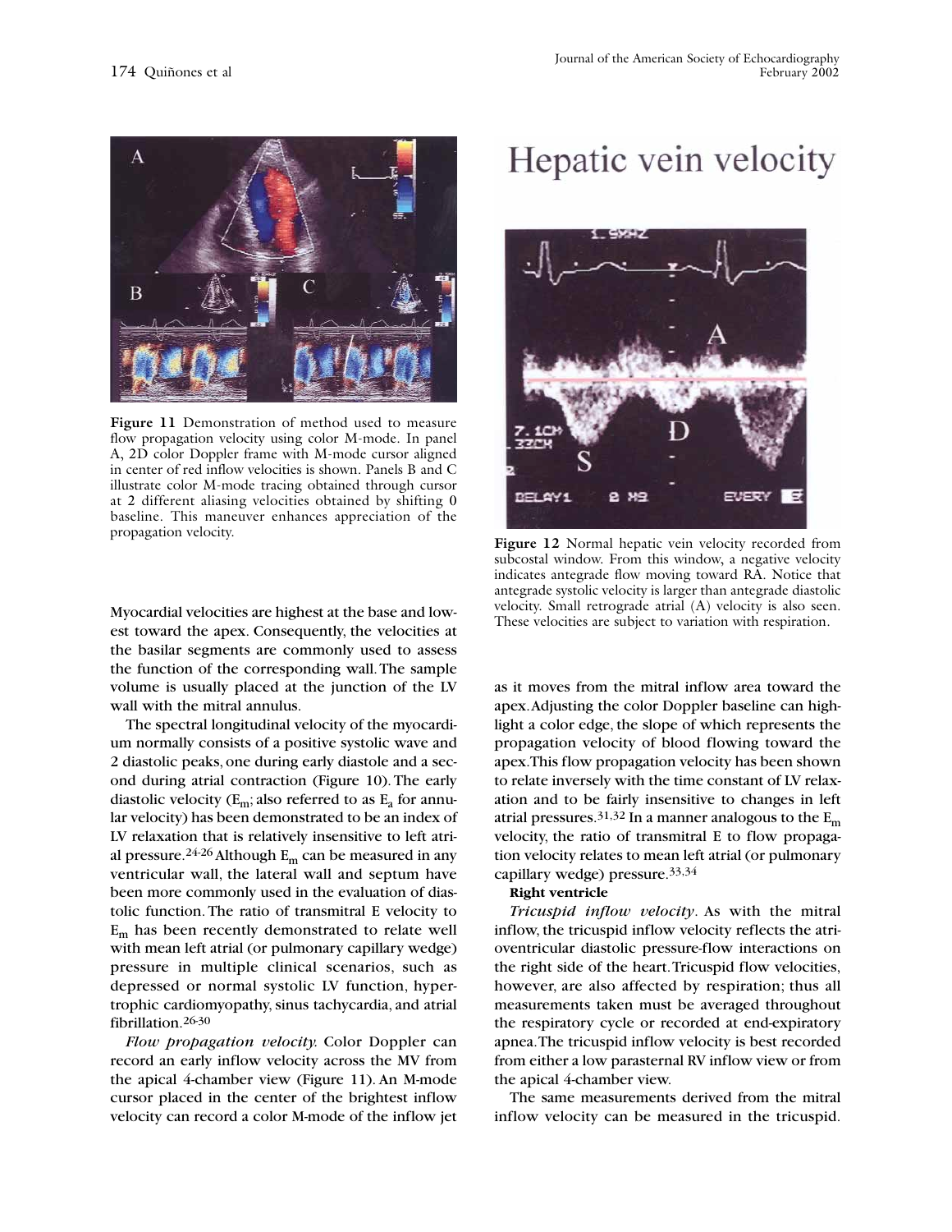Figure 11 Demonstration of method used to measure flow propagation velocity using color M-mode. In panel A, 2D color Doppler frame with M-mode cursor aligned in center of red inflow velocities is shown. Panels B and C illustrate color M-mode tracing obtained through cursor at 2 different aliasing velocities obtained by shifting 0 baseline. This maneuver enhances appreciation of the propagation velocity.

Hepatic vein velocity

Figure 12 Normal hepatic vein velocity recorded from subcostal window. From this window, a negative velocity indicates antegrade flow moving toward RA. Notice that antegrade systolic velocity is larger than antegrade diastolic velocity. Small retrograde atrial (A) velocity is also seen. These velocities are subject to variation with respiration.

Myocardial velocities are highest at the base and lowest toward the apex. Consequently, the velocities at the basilar segments are commonly used to assess the function of the corresponding wall. The sample volume is usually placed at the junction of the LV wall with the mitral annulus.

The spectral longitudinal velocity of the myocardium normally consists of a positive systolic wave and 2 diastolic peaks, one during early diastole and a second during atrial contraction (Figure 10). The early diastolic velocity ($E_m$; also referred to as $E_a$ for annular velocity) has been demonstrated to be an index of LV relaxation that is relatively insensitive to left atrial pressure.[24-26] Although $E_m$ can be measured in any ventricular wall, the lateral wall and septum have been more commonly used in the evaluation of diastolic function. The ratio of transmitral E velocity to $E_m$ has been recently demonstrated to relate well with mean left atrial (or pulmonary capillary wedge) pressure in multiple clinical scenarios, such as depressed or normal systolic LV function, hypertrophic cardiomyopathy, sinus tachycardia, and atrial fibrillation.[26-30]

*Flow propagation velocity.* Color Doppler can record an early inflow velocity across the MV from the apical 4-chamber view (Figure 11). An M-mode cursor placed in the center of the brightest inflow velocity can record a color M-mode of the inflow jet as it moves from the mitral inflow area toward the apex. Adjusting the color Doppler baseline can highlight a color edge, the slope of which represents the propagation velocity of blood flowing toward the apex. This flow propagation velocity has been shown to relate inversely with the time constant of LV relaxation and to be fairly insensitive to changes in left atrial pressures.[31,32] In a manner analogous to the $E_m$ velocity, the ratio of transmitral E to flow propagation velocity relates to mean left atrial (or pulmonary capillary wedge) pressure.[33,34]

**Right ventricle**

*Tricuspid inflow velocity*. As with the mitral inflow, the tricuspid inflow velocity reflects the atrioventricular diastolic pressure-flow interactions on the right side of the heart. Tricuspid flow velocities, however, are also affected by respiration; thus all measurements taken must be averaged throughout the respiratory cycle or recorded at end-expiratory apnea. The tricuspid inflow velocity is best recorded from either a low parasternal RV inflow view or from the apical 4-chamber view.

The same measurements derived from the mitral inflow velocity can be measured in the tricuspid.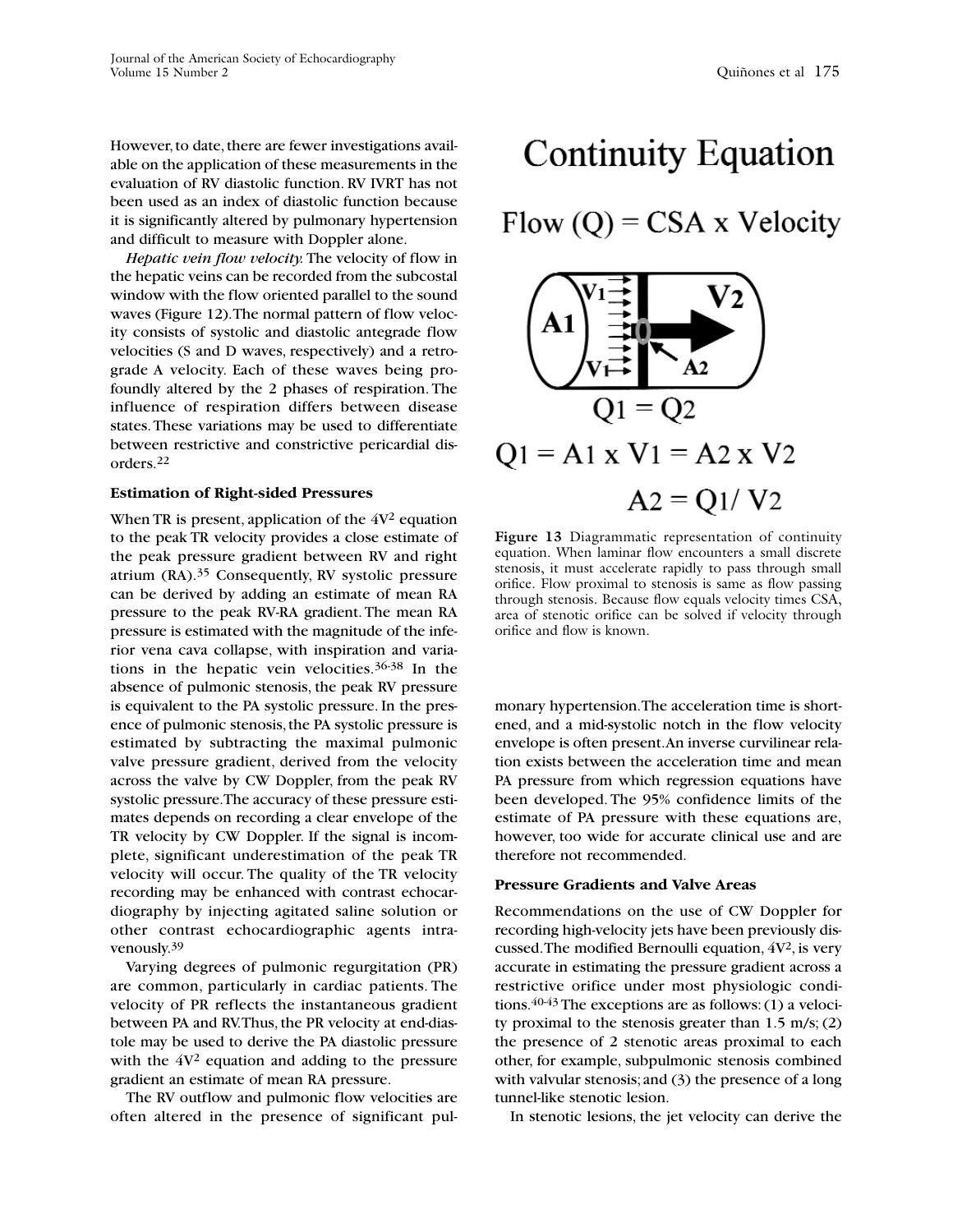However, to date, there are fewer investigations available on the application of these measurements in the evaluation of RV diastolic function. RV IVRT has not been used as an index of diastolic function because it is significantly altered by pulmonary hypertension and difficult to measure with Doppler alone.

*Hepatic vein flow velocity.* The velocity of flow in the hepatic veins can be recorded from the subcostal window with the flow oriented parallel to the sound waves (Figure 12). The normal pattern of flow velocity consists of systolic and diastolic antegrade flow velocities (S and D waves, respectively) and a retrograde A velocity. Each of these waves being profoundly altered by the 2 phases of respiration. The influence of respiration differs between disease states. These variations may be used to differentiate between restrictive and constrictive pericardial disorders.[22]

**Estimation of Right-sided Pressures**

When TR is present, application of the $4V^2$ equation to the peak TR velocity provides a close estimate of the peak pressure gradient between RV and right atrium (RA).[35] Consequently, RV systolic pressure can be derived by adding an estimate of mean RA pressure to the peak RV-RA gradient. The mean RA pressure is estimated with the magnitude of the inferior vena cava collapse, with inspiration and variations in the hepatic vein velocities.[36-38] In the absence of pulmonic stenosis, the peak RV pressure is equivalent to the PA systolic pressure. In the presence of pulmonic stenosis, the PA systolic pressure is estimated by subtracting the maximal pulmonic valve pressure gradient, derived from the velocity across the valve by CW Doppler, from the peak RV systolic pressure. The accuracy of these pressure estimates depends on recording a clear envelope of the TR velocity by CW Doppler. If the signal is incomplete, significant underestimation of the peak TR velocity will occur. The quality of the TR velocity recording may be enhanced with contrast echocardiography by injecting agitated saline solution or other contrast echocardiographic agents intravenously.[39]

Varying degrees of pulmonic regurgitation (PR) are common, particularly in cardiac patients. The velocity of PR reflects the instantaneous gradient between PA and RV. Thus, the PR velocity at end-diastole may be used to derive the PA diastolic pressure with the $4V^2$ equation and adding to the pressure gradient an estimate of mean RA pressure.

The RV outflow and pulmonic flow velocities are often altered in the presence of significant pulmonary hypertension. The acceleration time is shortened, and a mid-systolic notch in the flow velocity envelope is often present. An inverse curvilinear relation exists between the acceleration time and mean PA pressure from which regression equations have been developed. The 95% confidence limits of the estimate of PA pressure with these equations are, however, too wide for accurate clinical use and are therefore not recommended.

Continuity Equation

Flow (Q) = CSA x Velocity

A1

V1

V2

A2

$Q_1 = Q_2$

$Q_1 = A_1 \times V_1 = A_2 \times V_2$

$A_2 = Q_1 / V_2$

**Figure 13** Diagrammatic representation of continuity equation. When laminar flow encounters a small discrete stenosis, it must accelerate rapidly to pass through small orifice. Flow proximal to stenosis is same as flow passing through stenosis. Because flow equals velocity times CSA, area of stenotic orifice can be solved if velocity through orifice and flow is known.

**Pressure Gradients and Valve Areas**

Recommendations on the use of CW Doppler for recording high-velocity jets have been previously discussed. The modified Bernoulli equation, $4V^2$, is very accurate in estimating the pressure gradient across a restrictive orifice under most physiologic conditions.[40-43] The exceptions are as follows: (1) a velocity proximal to the stenosis greater than 1.5 m/s; (2) the presence of 2 stenotic areas proximal to each other, for example, subpulmonic stenosis combined with valvular stenosis; and (3) the presence of a long tunnel-like stenotic lesion.

In stenotic lesions, the jet velocity can derive the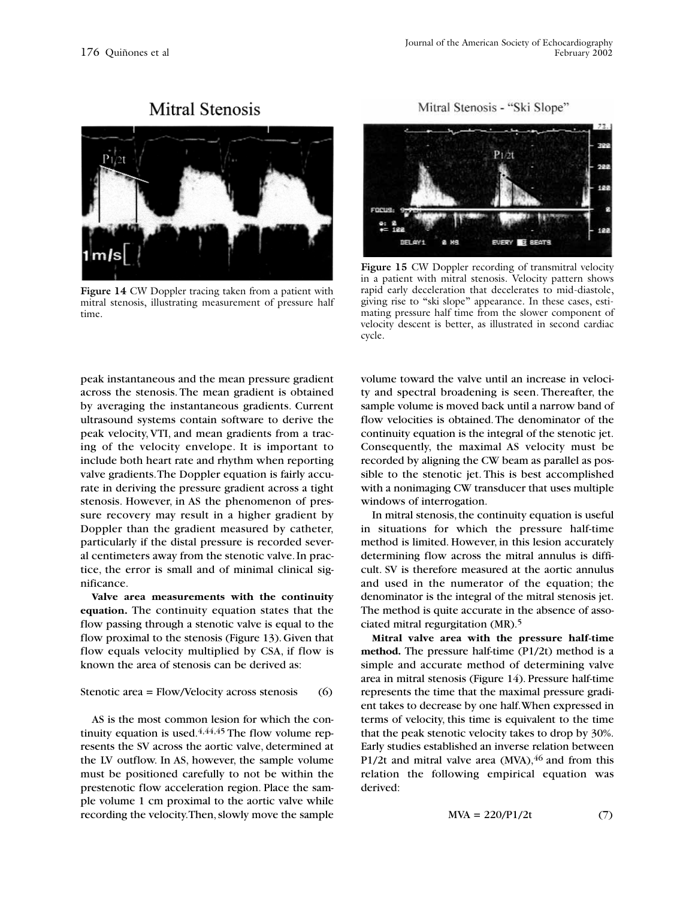Mitral Stenosis

P1/2t

1 m/s

**Figure 14** CW Doppler tracing taken from a patient with mitral stenosis, illustrating measurement of pressure half time.

Mitral Stenosis - "Ski Slope"

P1/2t

**Figure 15** CW Doppler recording of transmitral velocity in a patient with mitral stenosis. Velocity pattern shows rapid early deceleration that decelerates to mid-diastole, giving rise to "ski slope" appearance. In these cases, estimating pressure half time from the slower component of velocity descent is better, as illustrated in second cardiac cycle.

peak instantaneous and the mean pressure gradient across the stenosis. The mean gradient is obtained by averaging the instantaneous gradients. Current ultrasound systems contain software to derive the peak velocity, VTI, and mean gradients from a tracing of the velocity envelope. It is important to include both heart rate and rhythm when reporting valve gradients. The Doppler equation is fairly accurate in deriving the pressure gradient across a tight stenosis. However, in AS the phenomenon of pressure recovery may result in a higher gradient by Doppler than the gradient measured by catheter, particularly if the distal pressure is recorded several centimeters away from the stenotic valve. In practice, the error is small and of minimal clinical significance.

**Valve area measurements with the continuity equation.** The continuity equation states that the flow passing through a stenotic valve is equal to the flow proximal to the stenosis (Figure 13). Given that flow equals velocity multiplied by CSA, if flow is known the area of stenosis can be derived as:

$$\text{Stenotic area} = \text{Flow/Velocity across stenosis} \qquad (6)$$

AS is the most common lesion for which the continuity equation is used.[4,44,45] The flow volume represents the SV across the aortic valve, determined at the LV outflow. In AS, however, the sample volume must be positioned carefully to not be within the prestenotic flow acceleration region. Place the sample volume 1 cm proximal to the aortic valve while recording the velocity. Then, slowly move the sample volume toward the valve until an increase in velocity and spectral broadening is seen. Thereafter, the sample volume is moved back until a narrow band of flow velocities is obtained. The denominator of the continuity equation is the integral of the stenotic jet. Consequently, the maximal AS velocity must be recorded by aligning the CW beam as parallel as possible to the stenotic jet. This is best accomplished with a nonimaging CW transducer that uses multiple windows of interrogation.

In mitral stenosis, the continuity equation is useful in situations for which the pressure half-time method is limited. However, in this lesion accurately determining flow across the mitral annulus is difficult. SV is therefore measured at the aortic annulus and used in the numerator of the equation; the denominator is the integral of the mitral stenosis jet. The method is quite accurate in the absence of associated mitral regurgitation (MR).[5]

**Mitral valve area with the pressure half-time method.** The pressure half-time (P1/2t) method is a simple and accurate method of determining valve area in mitral stenosis (Figure 14). Pressure half-time represents the time that the maximal pressure gradient takes to decrease by one half. When expressed in terms of velocity, this time is equivalent to the time that the peak stenotic velocity takes to drop by 30%. Early studies established an inverse relation between P1/2t and mitral valve area (MVA),[46] and from this relation the following empirical equation was derived:

$$\text{MVA} = 220/\text{P1/2t} \qquad (7)$$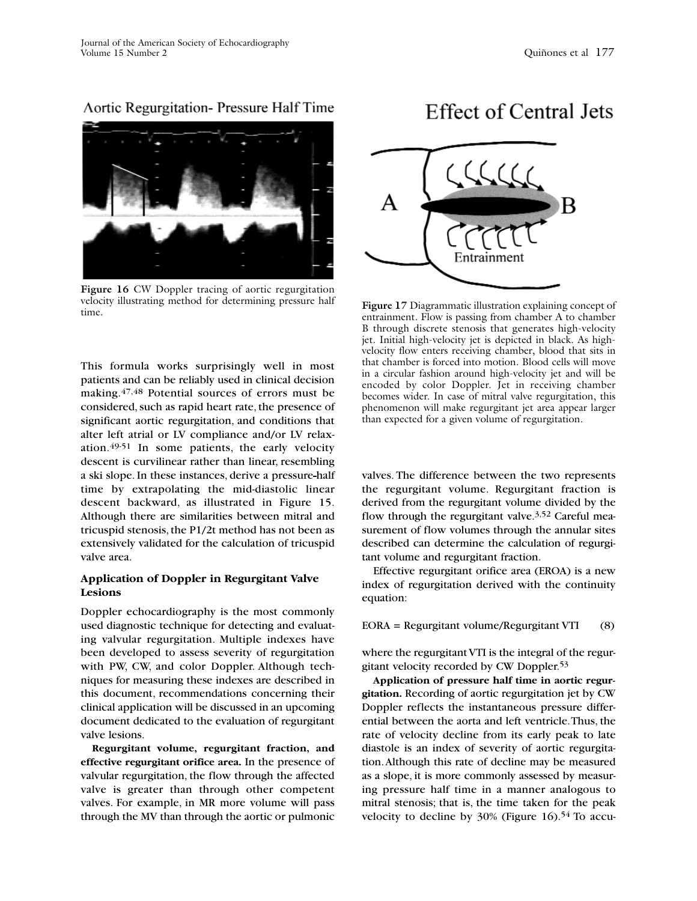Aortic Regurgitation- Pressure Half Time

**Figure 16** CW Doppler tracing of aortic regurgitation velocity illustrating method for determining pressure half time.

Effect of Central Jets

A

B

Entrainment

**Figure 17** Diagrammatic illustration explaining concept of entrainment. Flow is passing from chamber A to chamber B through discrete stenosis that generates high-velocity jet. Initial high-velocity jet is depicted in black. As high-velocity flow enters receiving chamber, blood that sits in that chamber is forced into motion. Blood cells will move in a circular fashion around high-velocity jet and will be encoded by color Doppler. Jet in receiving chamber becomes wider. In case of mitral valve regurgitation, this phenomenon will make regurgitant jet area appear larger than expected for a given volume of regurgitation.

This formula works surprisingly well in most patients and can be reliably used in clinical decision making.[47,48] Potential sources of errors must be considered, such as rapid heart rate, the presence of significant aortic regurgitation, and conditions that alter left atrial or LV compliance and/or LV relaxation.[49-51] In some patients, the early velocity descent is curvilinear rather than linear, resembling a ski slope. In these instances, derive a pressure-half time by extrapolating the mid-diastolic linear descent backward, as illustrated in Figure 15. Although there are similarities between mitral and tricuspid stenosis, the P1/2t method has not been as extensively validated for the calculation of tricuspid valve area.

### Application of Doppler in Regurgitant Valve Lesions

Doppler echocardiography is the most commonly used diagnostic technique for detecting and evaluating valvular regurgitation. Multiple indexes have been developed to assess severity of regurgitation with PW, CW, and color Doppler. Although techniques for measuring these indexes are described in this document, recommendations concerning their clinical application will be discussed in an upcoming document dedicated to the evaluation of regurgitant valve lesions.

**Regurgitant volume, regurgitant fraction, and effective regurgitant orifice area.** In the presence of valvular regurgitation, the flow through the affected valve is greater than through other competent valves. For example, in MR more volume will pass through the MV than through the aortic or pulmonic valves. The difference between the two represents the regurgitant volume. Regurgitant fraction is derived from the regurgitant volume divided by the flow through the regurgitant valve.[3,52] Careful measurement of flow volumes through the annular sites described can determine the calculation of regurgitant volume and regurgitant fraction.

Effective regurgitant orifice area (EROA) is a new index of regurgitation derived with the continuity equation:

$$\text{EORA} = \text{Regurgitant volume/Regurgitant VTI} \qquad (8)$$

where the regurgitant VTI is the integral of the regurgitant velocity recorded by CW Doppler.[53]

**Application of pressure half time in aortic regurgitation.** Recording of aortic regurgitation jet by CW Doppler reflects the instantaneous pressure differential between the aorta and left ventricle. Thus, the rate of velocity decline from its early peak to late diastole is an index of severity of aortic regurgitation. Although this rate of decline may be measured as a slope, it is more commonly assessed by measuring pressure half time in a manner analogous to mitral stenosis; that is, the time taken for the peak velocity to decline by 30% (Figure 16).[54] To accu-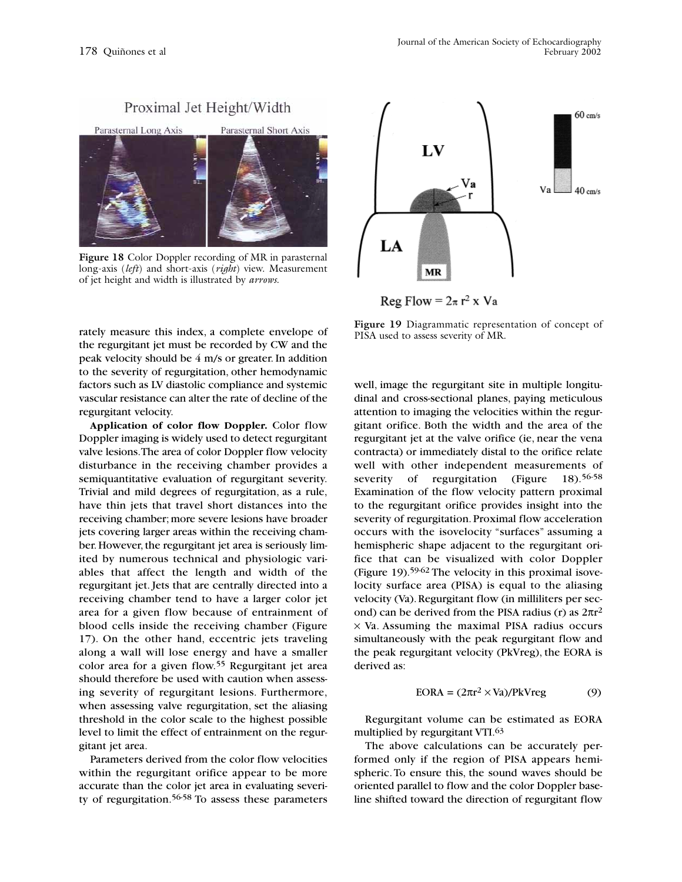Proximal Jet Height/Width

Parasternal Long Axis

Parasternal Short Axis

**Figure 18** Color Doppler recording of MR in parasternal long-axis (*left*) and short-axis (*right*) view. Measurement of jet height and width is illustrated by *arrows*.

LV

Va

r

LA

MR

60 cm/s

Va 40 cm/s

Reg Flow = $2\pi r^2 \times Va$

**Figure 19** Diagrammatic representation of concept of PISA used to assess severity of MR.

rately measure this index, a complete envelope of the regurgitant jet must be recorded by CW and the peak velocity should be 4 m/s or greater. In addition to the severity of regurgitation, other hemodynamic factors such as LV diastolic compliance and systemic vascular resistance can alter the rate of decline of the regurgitant velocity.

**Application of color flow Doppler.** Color flow Doppler imaging is widely used to detect regurgitant valve lesions. The area of color Doppler flow velocity disturbance in the receiving chamber provides a semiquantitative evaluation of regurgitant severity. Trivial and mild degrees of regurgitation, as a rule, have thin jets that travel short distances into the receiving chamber; more severe lesions have broader jets covering larger areas within the receiving chamber. However, the regurgitant jet area is seriously limited by numerous technical and physiologic variables that affect the length and width of the regurgitant jet. Jets that are centrally directed into a receiving chamber tend to have a larger color jet area for a given flow because of entrainment of blood cells inside the receiving chamber (Figure 17). On the other hand, eccentric jets traveling along a wall will lose energy and have a smaller color area for a given flow.[55] Regurgitant jet area should therefore be used with caution when assessing severity of regurgitant lesions. Furthermore, when assessing valve regurgitation, set the aliasing threshold in the color scale to the highest possible level to limit the effect of entrainment on the regurgitant jet area.

Parameters derived from the color flow velocities within the regurgitant orifice appear to be more accurate than the color jet area in evaluating severity of regurgitation.[56-58] To assess these parameters well, image the regurgitant site in multiple longitudinal and cross-sectional planes, paying meticulous attention to imaging the velocities within the regurgitant orifice. Both the width and the area of the regurgitant jet at the valve orifice (ie, near the vena contracta) or immediately distal to the orifice relate well with other independent measurements of severity of regurgitation (Figure 18).[56-58] Examination of the flow velocity pattern proximal to the regurgitant orifice provides insight into the severity of regurgitation. Proximal flow acceleration occurs with the isovelocity "surfaces" assuming a hemispheric shape adjacent to the regurgitant orifice that can be visualized with color Doppler (Figure 19).[59-62] The velocity in this proximal isovelocity surface area (PISA) is equal to the aliasing velocity (Va). Regurgitant flow (in milliliters per second) can be derived from the PISA radius (r) as $2\pi r^2 \times Va$. Assuming the maximal PISA radius occurs simultaneously with the peak regurgitant flow and the peak regurgitant velocity (PkVreg), the EORA is derived as:

$$EORA = (2\pi r^2 \times Va)/PkVreg \quad (9)$$

Regurgitant volume can be estimated as EORA multiplied by regurgitant VTI.[63]

The above calculations can be accurately performed only if the region of PISA appears hemispheric. To ensure this, the sound waves should be oriented parallel to flow and the color Doppler baseline shifted toward the direction of regurgitant flow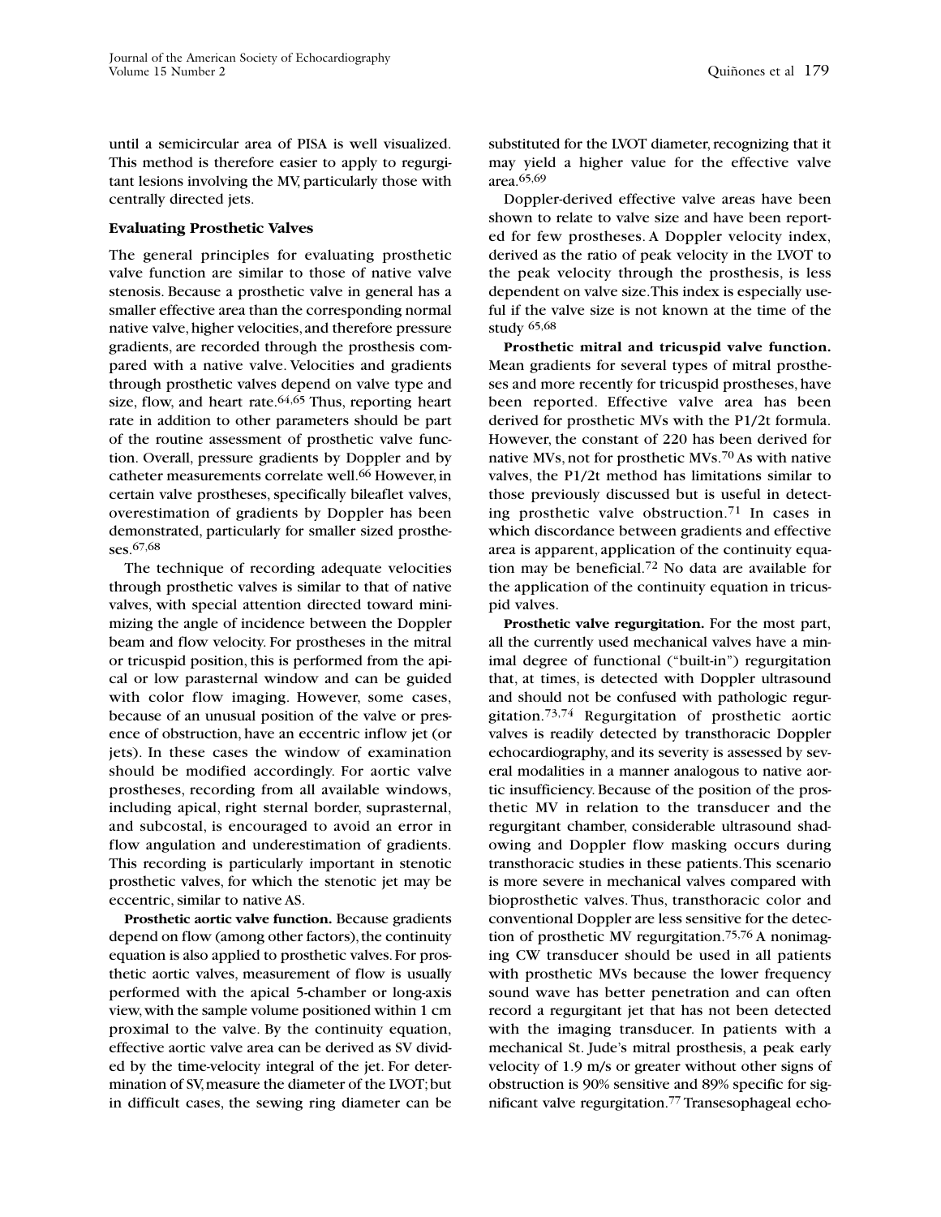until a semicircular area of PISA is well visualized. This method is therefore easier to apply to regurgitant lesions involving the MV, particularly those with centrally directed jets.

### Evaluating Prosthetic Valves

The general principles for evaluating prosthetic valve function are similar to those of native valve stenosis. Because a prosthetic valve in general has a smaller effective area than the corresponding normal native valve, higher velocities, and therefore pressure gradients, are recorded through the prosthesis compared with a native valve. Velocities and gradients through prosthetic valves depend on valve type and size, flow, and heart rate.[64,65] Thus, reporting heart rate in addition to other parameters should be part of the routine assessment of prosthetic valve function. Overall, pressure gradients by Doppler and by catheter measurements correlate well.[66] However, in certain valve prostheses, specifically bileaflet valves, overestimation of gradients by Doppler has been demonstrated, particularly for smaller sized prostheses.[67,68]

The technique of recording adequate velocities through prosthetic valves is similar to that of native valves, with special attention directed toward minimizing the angle of incidence between the Doppler beam and flow velocity. For prostheses in the mitral or tricuspid position, this is performed from the apical or low parasternal window and can be guided with color flow imaging. However, some cases, because of an unusual position of the valve or presence of obstruction, have an eccentric inflow jet (or jets). In these cases the window of examination should be modified accordingly. For aortic valve prostheses, recording from all available windows, including apical, right sternal border, suprasternal, and subcostal, is encouraged to avoid an error in flow angulation and underestimation of gradients. This recording is particularly important in stenotic prosthetic valves, for which the stenotic jet may be eccentric, similar to native AS.

**Prosthetic aortic valve function.** Because gradients depend on flow (among other factors), the continuity equation is also applied to prosthetic valves. For prosthetic aortic valves, measurement of flow is usually performed with the apical 5-chamber or long-axis view, with the sample volume positioned within 1 cm proximal to the valve. By the continuity equation, effective aortic valve area can be derived as SV divided by the time-velocity integral of the jet. For determination of SV, measure the diameter of the LVOT; but in difficult cases, the sewing ring diameter can be substituted for the LVOT diameter, recognizing that it may yield a higher value for the effective valve area.[65,69]

Doppler-derived effective valve areas have been shown to relate to valve size and have been reported for few prostheses. A Doppler velocity index, derived as the ratio of peak velocity in the LVOT to the peak velocity through the prosthesis, is less dependent on valve size. This index is especially useful if the valve size is not known at the time of the study [65,68]

**Prosthetic mitral and tricuspid valve function.** Mean gradients for several types of mitral prostheses and more recently for tricuspid prostheses, have been reported. Effective valve area has been derived for prosthetic MVs with the P1/2t formula. However, the constant of 220 has been derived for native MVs, not for prosthetic MVs.[70] As with native valves, the P1/2t method has limitations similar to those previously discussed but is useful in detecting prosthetic valve obstruction.[71] In cases in which discordance between gradients and effective area is apparent, application of the continuity equation may be beneficial.[72] No data are available for the application of the continuity equation in tricuspid valves.

**Prosthetic valve regurgitation.** For the most part, all the currently used mechanical valves have a minimal degree of functional ("built-in") regurgitation that, at times, is detected with Doppler ultrasound and should not be confused with pathologic regurgitation.[73,74] Regurgitation of prosthetic aortic valves is readily detected by transthoracic Doppler echocardiography, and its severity is assessed by several modalities in a manner analogous to native aortic insufficiency. Because of the position of the prosthetic MV in relation to the transducer and the regurgitant chamber, considerable ultrasound shadowing and Doppler flow masking occurs during transthoracic studies in these patients. This scenario is more severe in mechanical valves compared with bioprosthetic valves. Thus, transthoracic color and conventional Doppler are less sensitive for the detection of prosthetic MV regurgitation.[75,76] A nonimaging CW transducer should be used in all patients with prosthetic MVs because the lower frequency sound wave has better penetration and can often record a regurgitant jet that has not been detected with the imaging transducer. In patients with a mechanical St. Jude's mitral prosthesis, a peak early velocity of 1.9 m/s or greater without other signs of obstruction is 90% sensitive and 89% specific for significant valve regurgitation.[77] Transesophageal echo-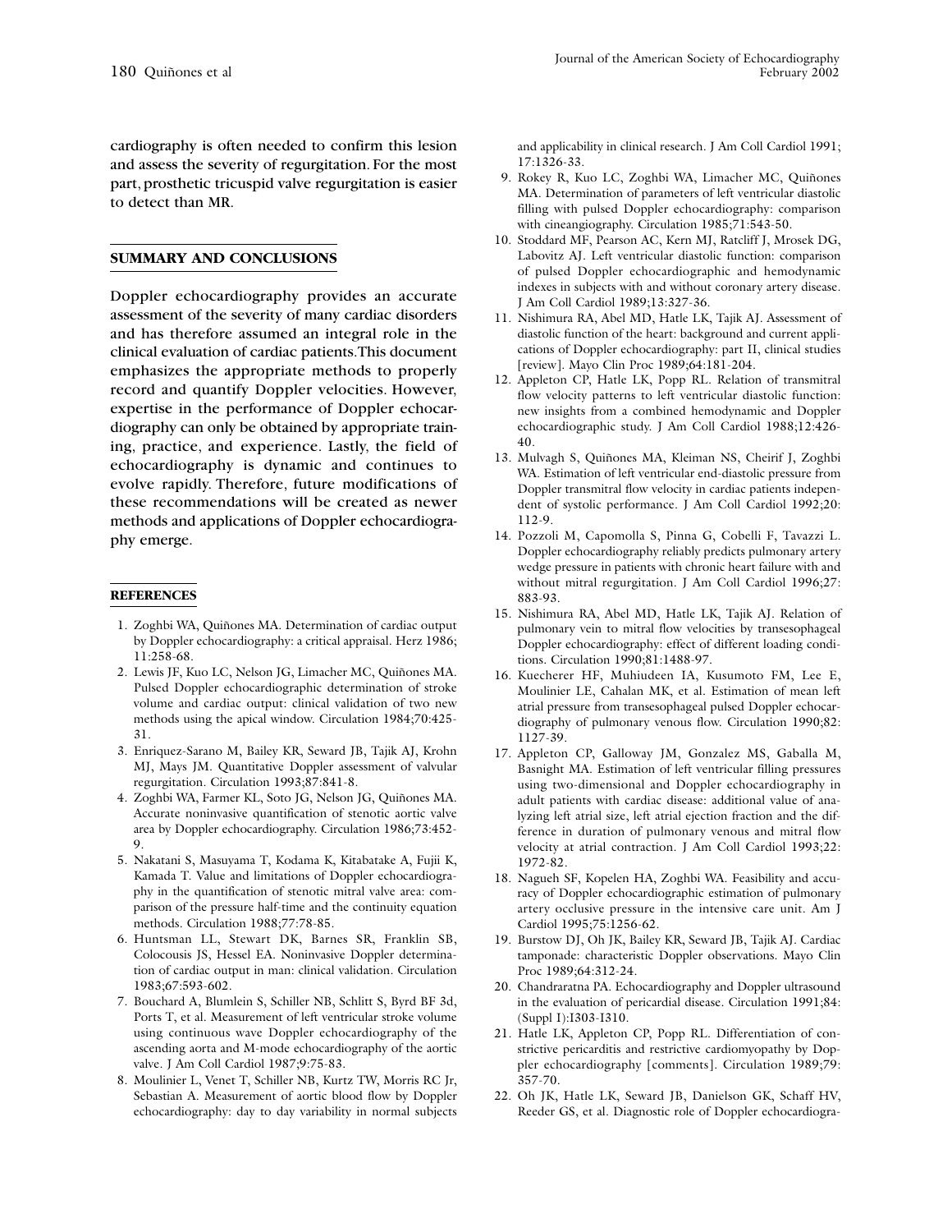cardiography is often needed to confirm this lesion and assess the severity of regurgitation. For the most part, prosthetic tricuspid valve regurgitation is easier to detect than MR.

## SUMMARY AND CONCLUSIONS

Doppler echocardiography provides an accurate assessment of the severity of many cardiac disorders and has therefore assumed an integral role in the clinical evaluation of cardiac patients. This document emphasizes the appropriate methods to properly record and quantify Doppler velocities. However, expertise in the performance of Doppler echocardiography can only be obtained by appropriate training, practice, and experience. Lastly, the field of echocardiography is dynamic and continues to evolve rapidly. Therefore, future modifications of these recommendations will be created as newer methods and applications of Doppler echocardiography emerge.

## REFERENCES

1. Zoghbi WA, Quiñones MA. Determination of cardiac output by Doppler echocardiography: a critical appraisal. Herz 1986; 11:258-68.
2. Lewis JF, Kuo LC, Nelson JG, Limacher MC, Quiñones MA. Pulsed Doppler echocardiographic determination of stroke volume and cardiac output: clinical validation of two new methods using the apical window. Circulation 1984;70:425-31.
3. Enriquez-Sarano M, Bailey KR, Seward JB, Tajik AJ, Krohn MJ, Mays JM. Quantitative Doppler assessment of valvular regurgitation. Circulation 1993;87:841-8.
4. Zoghbi WA, Farmer KL, Soto JG, Nelson JG, Quiñones MA. Accurate noninvasive quantification of stenotic aortic valve area by Doppler echocardiography. Circulation 1986;73:452-9.
5. Nakatani S, Masuyama T, Kodama K, Kitabatake A, Fujii K, Kamada T. Value and limitations of Doppler echocardiography in the quantification of stenotic mitral valve area: comparison of the pressure half-time and the continuity equation methods. Circulation 1988;77:78-85.
6. Huntsman LL, Stewart DK, Barnes SR, Franklin SB, Colocousis JS, Hessel EA. Noninvasive Doppler determination of cardiac output in man: clinical validation. Circulation 1983;67:593-602.
7. Bouchard A, Blumlein S, Schiller NB, Schlitt S, Byrd BF 3d, Ports T, et al. Measurement of left ventricular stroke volume using continuous wave Doppler echocardiography of the ascending aorta and M-mode echocardiography of the aortic valve. J Am Coll Cardiol 1987;9:75-83.
8. Moulinier L, Venet T, Schiller NB, Kurtz TW, Morris RC Jr, Sebastian A. Measurement of aortic blood flow by Doppler echocardiography: day to day variability in normal subjects and applicability in clinical research. J Am Coll Cardiol 1991; 17:1326-33.
9. Rokey R, Kuo LC, Zoghbi WA, Limacher MC, Quiñones MA. Determination of parameters of left ventricular diastolic filling with pulsed Doppler echocardiography: comparison with cineangiography. Circulation 1985;71:543-50.
10. Stoddard MF, Pearson AC, Kern MJ, Ratcliff J, Mrosek DG, Labovitz AJ. Left ventricular diastolic function: comparison of pulsed Doppler echocardiographic and hemodynamic indexes in subjects with and without coronary artery disease. J Am Coll Cardiol 1989;13:327-36.
11. Nishimura RA, Abel MD, Hatle LK, Tajik AJ. Assessment of diastolic function of the heart: background and current applications of Doppler echocardiography: part II, clinical studies [review]. Mayo Clin Proc 1989;64:181-204.
12. Appleton CP, Hatle LK, Popp RL. Relation of transmitral flow velocity patterns to left ventricular diastolic function: new insights from a combined hemodynamic and Doppler echocardiographic study. J Am Coll Cardiol 1988;12:426-40.
13. Mulvagh S, Quiñones MA, Kleiman NS, Cheirif J, Zoghbi WA. Estimation of left ventricular end-diastolic pressure from Doppler transmitral flow velocity in cardiac patients independent of systolic performance. J Am Coll Cardiol 1992;20: 112-9.
14. Pozzoli M, Capomolla S, Pinna G, Cobelli F, Tavazzi L. Doppler echocardiography reliably predicts pulmonary artery wedge pressure in patients with chronic heart failure with and without mitral regurgitation. J Am Coll Cardiol 1996;27: 883-93.
15. Nishimura RA, Abel MD, Hatle LK, Tajik AJ. Relation of pulmonary vein to mitral flow velocities by transesophageal Doppler echocardiography: effect of different loading conditions. Circulation 1990;81:1488-97.
16. Kuecherer HF, Muhiudeen IA, Kusumoto FM, Lee E, Moulinier LE, Cahalan MK, et al. Estimation of mean left atrial pressure from transesophageal pulsed Doppler echocardiography of pulmonary venous flow. Circulation 1990;82: 1127-39.
17. Appleton CP, Galloway JM, Gonzalez MS, Gaballa M, Basnight MA. Estimation of left ventricular filling pressures using two-dimensional and Doppler echocardiography in adult patients with cardiac disease: additional value of analyzing left atrial size, left atrial ejection fraction and the difference in duration of pulmonary venous and mitral flow velocity at atrial contraction. J Am Coll Cardiol 1993;22: 1972-82.
18. Nagueh SF, Kopelen HA, Zoghbi WA. Feasibility and accuracy of Doppler echocardiographic estimation of pulmonary artery occlusive pressure in the intensive care unit. Am J Cardiol 1995;75:1256-62.
19. Burstow DJ, Oh JK, Bailey KR, Seward JB, Tajik AJ. Cardiac tamponade: characteristic Doppler observations. Mayo Clin Proc 1989;64:312-24.
20. Chandraratna PA. Echocardiography and Doppler ultrasound in the evaluation of pericardial disease. Circulation 1991;84: (Suppl I):I303-I310.
21. Hatle LK, Appleton CP, Popp RL. Differentiation of constrictive pericarditis and restrictive cardiomyopathy by Doppler echocardiography [comments]. Circulation 1989;79: 357-70.
22. Oh JK, Hatle LK, Seward JB, Danielson GK, Schaff HV, Reeder GS, et al. Diagnostic role of Doppler echocardiogra-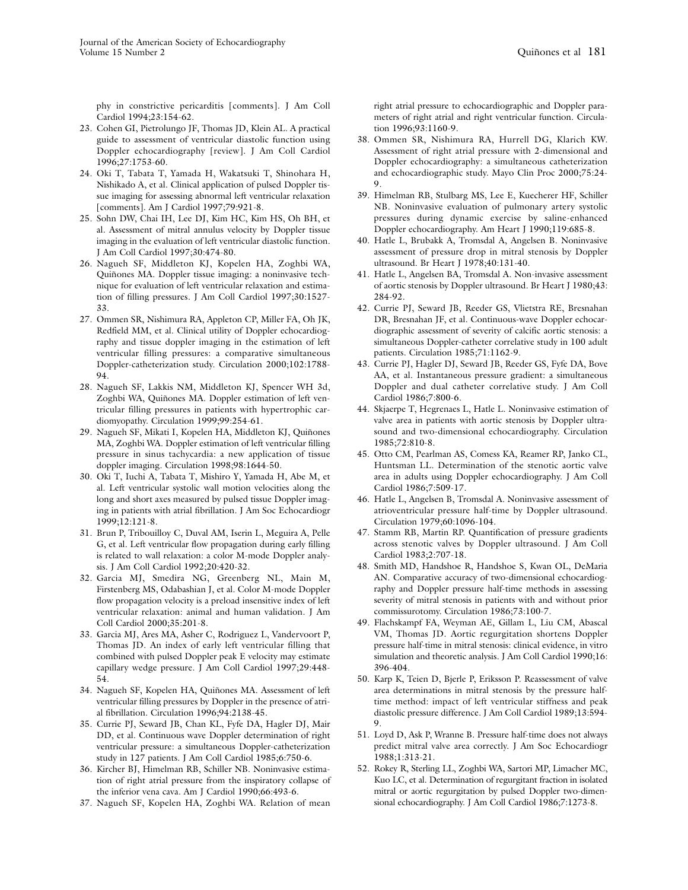phy in constrictive pericarditis [comments]. J Am Coll Cardiol 1994;23:154-62.

23. Cohen GI, Pietrolungo JF, Thomas JD, Klein AL. A practical guide to assessment of ventricular diastolic function using Doppler echocardiography [review]. J Am Coll Cardiol 1996;27:1753-60.
24. Oki T, Tabata T, Yamada H, Wakatsuki T, Shinohara H, Nishikado A, et al. Clinical application of pulsed Doppler tissue imaging for assessing abnormal left ventricular relaxation [comments]. Am J Cardiol 1997;79:921-8.
25. Sohn DW, Chai IH, Lee DJ, Kim HC, Kim HS, Oh BH, et al. Assessment of mitral annulus velocity by Doppler tissue imaging in the evaluation of left ventricular diastolic function. J Am Coll Cardiol 1997;30:474-80.
26. Nagueh SF, Middleton KJ, Kopelen HA, Zoghbi WA, Quiñones MA. Doppler tissue imaging: a noninvasive technique for evaluation of left ventricular relaxation and estimation of filling pressures. J Am Coll Cardiol 1997;30:1527-33.
27. Ommen SR, Nishimura RA, Appleton CP, Miller FA, Oh JK, Redfield MM, et al. Clinical utility of Doppler echocardiography and tissue doppler imaging in the estimation of left ventricular filling pressures: a comparative simultaneous Doppler-catheterization study. Circulation 2000;102:1788-94.
28. Nagueh SF, Lakkis NM, Middleton KJ, Spencer WH 3d, Zoghbi WA, Quiñones MA. Doppler estimation of left ventricular filling pressures in patients with hypertrophic cardiomyopathy. Circulation 1999;99:254-61.
29. Nagueh SF, Mikati I, Kopelen HA, Middleton KJ, Quiñones MA, Zoghbi WA. Doppler estimation of left ventricular filling pressure in sinus tachycardia: a new application of tissue doppler imaging. Circulation 1998;98:1644-50.
30. Oki T, Iuchi A, Tabata T, Mishiro Y, Yamada H, Abe M, et al. Left ventricular systolic wall motion velocities along the long and short axes measured by pulsed tissue Doppler imaging in patients with atrial fibrillation. J Am Soc Echocardiogr 1999;12:121-8.
31. Brun P, Tribouilloy C, Duval AM, Iserin L, Meguira A, Pelle G, et al. Left ventricular flow propagation during early filling is related to wall relaxation: a color M-mode Doppler analysis. J Am Coll Cardiol 1992;20:420-32.
32. Garcia MJ, Smedira NG, Greenberg NL, Main M, Firstenberg MS, Odabashian J, et al. Color M-mode Doppler flow propagation velocity is a preload insensitive index of left ventricular relaxation: animal and human validation. J Am Coll Cardiol 2000;35:201-8.
33. Garcia MJ, Ares MA, Asher C, Rodriguez L, Vandervoort P, Thomas JD. An index of early left ventricular filling that combined with pulsed Doppler peak E velocity may estimate capillary wedge pressure. J Am Coll Cardiol 1997;29:448-54.
34. Nagueh SF, Kopelen HA, Quiñones MA. Assessment of left ventricular filling pressures by Doppler in the presence of atrial fibrillation. Circulation 1996;94:2138-45.
35. Currie PJ, Seward JB, Chan KL, Fyfe DA, Hagler DJ, Mair DD, et al. Continuous wave Doppler determination of right ventricular pressure: a simultaneous Doppler-catheterization study in 127 patients. J Am Coll Cardiol 1985;6:750-6.
36. Kircher BJ, Himelman RB, Schiller NB. Noninvasive estimation of right atrial pressure from the inspiratory collapse of the inferior vena cava. Am J Cardiol 1990;66:493-6.
37. Nagueh SF, Kopelen HA, Zoghbi WA. Relation of mean right atrial pressure to echocardiographic and Doppler parameters of right atrial and right ventricular function. Circulation 1996;93:1160-9.
38. Ommen SR, Nishimura RA, Hurrell DG, Klarich KW. Assessment of right atrial pressure with 2-dimensional and Doppler echocardiography: a simultaneous catheterization and echocardiographic study. Mayo Clin Proc 2000;75:24-9.
39. Himelman RB, Stulbarg MS, Lee E, Kuecherer HF, Schiller NB. Noninvasive evaluation of pulmonary artery systolic pressures during dynamic exercise by saline-enhanced Doppler echocardiography. Am Heart J 1990;119:685-8.
40. Hatle L, Brubakk A, Tromsdal A, Angelsen B. Noninvasive assessment of pressure drop in mitral stenosis by Doppler ultrasound. Br Heart J 1978;40:131-40.
41. Hatle L, Angelsen BA, Tromsdal A. Non-invasive assessment of aortic stenosis by Doppler ultrasound. Br Heart J 1980;43: 284-92.
42. Currie PJ, Seward JB, Reeder GS, Vlietstra RE, Bresnahan DR, Bresnahan JF, et al. Continuous-wave Doppler echocardiographic assessment of severity of calcific aortic stenosis: a simultaneous Doppler-catheter correlative study in 100 adult patients. Circulation 1985;71:1162-9.
43. Currie PJ, Hagler DJ, Seward JB, Reeder GS, Fyfe DA, Bove AA, et al. Instantaneous pressure gradient: a simultaneous Doppler and dual catheter correlative study. J Am Coll Cardiol 1986;7:800-6.
44. Skjaerpe T, Hegrenaes L, Hatle L. Noninvasive estimation of valve area in patients with aortic stenosis by Doppler ultrasound and two-dimensional echocardiography. Circulation 1985;72:810-8.
45. Otto CM, Pearlman AS, Comess KA, Reamer RP, Janko CL, Huntsman LL. Determination of the stenotic aortic valve area in adults using Doppler echocardiography. J Am Coll Cardiol 1986;7:509-17.
46. Hatle L, Angelsen B, Tromsdal A. Noninvasive assessment of atrioventricular pressure half-time by Doppler ultrasound. Circulation 1979;60:1096-104.
47. Stamm RB, Martin RP. Quantification of pressure gradients across stenotic valves by Doppler ultrasound. J Am Coll Cardiol 1983;2:707-18.
48. Smith MD, Handshoe R, Handshoe S, Kwan OL, DeMaria AN. Comparative accuracy of two-dimensional echocardiography and Doppler pressure half-time methods in assessing severity of mitral stenosis in patients with and without prior commissurotomy. Circulation 1986;73:100-7.
49. Flachskampf FA, Weyman AE, Gillam L, Liu CM, Abascal VM, Thomas JD. Aortic regurgitation shortens Doppler pressure half-time in mitral stenosis: clinical evidence, in vitro simulation and theoretic analysis. J Am Coll Cardiol 1990;16: 396-404.
50. Karp K, Teien D, Bjerle P, Eriksson P. Reassessment of valve area determinations in mitral stenosis by the pressure half-time method: impact of left ventricular stiffness and peak diastolic pressure difference. J Am Coll Cardiol 1989;13:594-9.
51. Loyd D, Ask P, Wranne B. Pressure half-time does not always predict mitral valve area correctly. J Am Soc Echocardiogr 1988;1:313-21.
52. Rokey R, Sterling LL, Zoghbi WA, Sartori MP, Limacher MC, Kuo LC, et al. Determination of regurgitant fraction in isolated mitral or aortic regurgitation by pulsed Doppler two-dimensional echocardiography. J Am Coll Cardiol 1986;7:1273-8.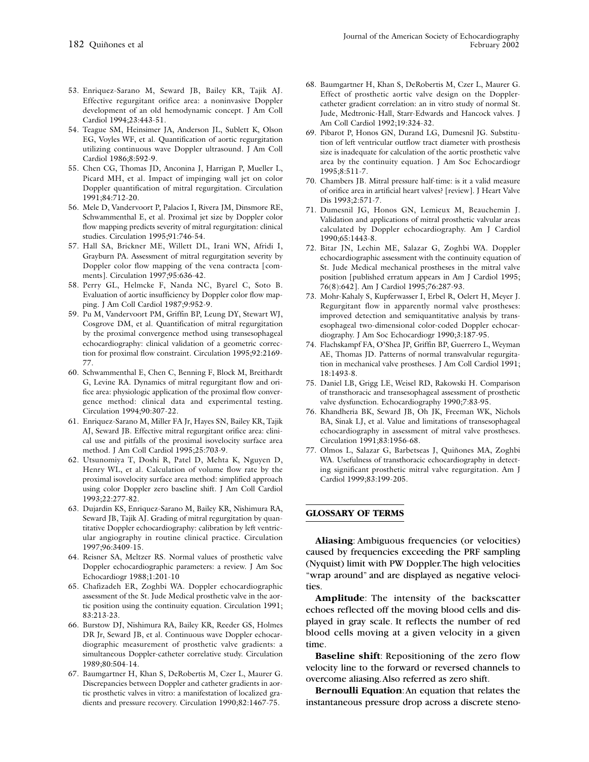53. Enriquez-Sarano M, Seward JB, Bailey KR, Tajik AJ. Effective regurgitant orifice area: a noninvasive Doppler development of an old hemodynamic concept. J Am Coll Cardiol 1994;23:443-51.
54. Teague SM, Heinsimer JA, Anderson JL, Sublett K, Olson EG, Voyles WF, et al. Quantification of aortic regurgitation utilizing continuous wave Doppler ultrasound. J Am Coll Cardiol 1986;8:592-9.
55. Chen CG, Thomas JD, Anconina J, Harrigan P, Mueller L, Picard MH, et al. Impact of impinging wall jet on color Doppler quantification of mitral regurgitation. Circulation 1991;84:712-20.
56. Mele D, Vandervoort P, Palacios I, Rivera JM, Dinsmore RE, Schwammenthal E, et al. Proximal jet size by Doppler color flow mapping predicts severity of mitral regurgitation: clinical studies. Circulation 1995;91:746-54.
57. Hall SA, Brickner ME, Willett DL, Irani WN, Afridi I, Grayburn PA. Assessment of mitral regurgitation severity by Doppler color flow mapping of the vena contracta [comments]. Circulation 1997;95:636-42.
58. Perry GL, Helmcke F, Nanda NC, Byarel C, Soto B. Evaluation of aortic insufficiency by Doppler color flow mapping. J Am Coll Cardiol 1987;9:952-9.
59. Pu M, Vandervoort PM, Griffin BP, Leung DY, Stewart WJ, Cosgrove DM, et al. Quantification of mitral regurgitation by the proximal convergence method using transesophageal echocardiography: clinical validation of a geometric correction for proximal flow constraint. Circulation 1995;92:2169-77.
60. Schwammenthal E, Chen C, Benning F, Block M, Breithardt G, Levine RA. Dynamics of mitral regurgitant flow and orifice area: physiologic application of the proximal flow convergence method: clinical data and experimental testing. Circulation 1994;90:307-22.
61. Enriquez-Sarano M, Miller FA Jr, Hayes SN, Bailey KR, Tajik AJ, Seward JB. Effective mitral regurgitant orifice area: clinical use and pitfalls of the proximal isovelocity surface area method. J Am Coll Cardiol 1995;25:703-9.
62. Utsunomiya T, Doshi R, Patel D, Mehta K, Nguyen D, Henry WL, et al. Calculation of volume flow rate by the proximal isovelocity surface area method: simplified approach using color Doppler zero baseline shift. J Am Coll Cardiol 1993;22:277-82.
63. Dujardin KS, Enriquez-Sarano M, Bailey KR, Nishimura RA, Seward JB, Tajik AJ. Grading of mitral regurgitation by quantitative Doppler echocardiography: calibration by left ventricular angiography in routine clinical practice. Circulation 1997;96:3409-15.
64. Reisner SA, Meltzer RS. Normal values of prosthetic valve Doppler echocardiographic parameters: a review. J Am Soc Echocardiogr 1988;1:201-10
65. Chafizadeh ER, Zoghbi WA. Doppler echocardiographic assessment of the St. Jude Medical prosthetic valve in the aortic position using the continuity equation. Circulation 1991; 83:213-23.
66. Burstow DJ, Nishimura RA, Bailey KR, Reeder GS, Holmes DR Jr, Seward JB, et al. Continuous wave Doppler echocardiographic measurement of prosthetic valve gradients: a simultaneous Doppler-catheter correlative study. Circulation 1989;80:504-14.
67. Baumgartner H, Khan S, DeRobertis M, Czer L, Maurer G. Discrepancies between Doppler and catheter gradients in aortic prosthetic valves in vitro: a manifestation of localized gradients and pressure recovery. Circulation 1990;82:1467-75.
68. Baumgartner H, Khan S, DeRobertis M, Czer L, Maurer G. Effect of prosthetic aortic valve design on the Doppler-catheter gradient correlation: an in vitro study of normal St. Jude, Medtronic-Hall, Starr-Edwards and Hancock valves. J Am Coll Cardiol 1992;19:324-32.
69. Pibarot P, Honos GN, Durand LG, Dumesnil JG. Substitution of left ventricular outflow tract diameter with prosthesis size is inadequate for calculation of the aortic prosthetic valve area by the continuity equation. J Am Soc Echocardiogr 1995;8:511-7.
70. Chambers JB. Mitral pressure half-time: is it a valid measure of orifice area in artificial heart valves? [review]. J Heart Valve Dis 1993;2:571-7.
71. Dumesnil JG, Honos GN, Lemieux M, Beauchemin J. Validation and applications of mitral prosthetic valvular areas calculated by Doppler echocardiography. Am J Cardiol 1990;65:1443-8.
72. Bitar JN, Lechin ME, Salazar G, Zoghbi WA. Doppler echocardiographic assessment with the continuity equation of St. Jude Medical mechanical prostheses in the mitral valve position [published erratum appears in Am J Cardiol 1995; 76(8):642]. Am J Cardiol 1995;76:287-93.
73. Mohr-Kahaly S, Kupferwasser I, Erbel R, Oelert H, Meyer J. Regurgitant flow in apparently normal valve prostheses: improved detection and semiquantitative analysis by transesophageal two-dimensional color-coded Doppler echocardiography. J Am Soc Echocardiogr 1990;3:187-95.
74. Flachskampf FA, O'Shea JP, Griffin BP, Guerrero L, Weyman AE, Thomas JD. Patterns of normal transvalvular regurgitation in mechanical valve prostheses. J Am Coll Cardiol 1991; 18:1493-8.
75. Daniel LB, Grigg LE, Weisel RD, Rakowski H. Comparison of transthoracic and transesophageal assessment of prosthetic valve dysfunction. Echocardiography 1990;7:83-95.
76. Khandheria BK, Seward JB, Oh JK, Freeman WK, Nichols BA, Sinak LJ, et al. Value and limitations of transesophageal echocardiography in assessment of mitral valve prostheses. Circulation 1991;83:1956-68.
77. Olmos L, Salazar G, Barbetseas J, Quiñones MA, Zoghbi WA. Usefulness of transthoracic echocardiography in detecting significant prosthetic mitral valve regurgitation. Am J Cardiol 1999;83:199-205.

## GLOSSARY OF TERMS

**Aliasing**: Ambiguous frequencies (or velocities) caused by frequencies exceeding the PRF sampling (Nyquist) limit with PW Doppler. The high velocities "wrap around" and are displayed as negative velocities.

**Amplitude**: The intensity of the backscatter echoes reflected off the moving blood cells and displayed in gray scale. It reflects the number of red blood cells moving at a given velocity in a given time.

**Baseline shift**: Repositioning of the zero flow velocity line to the forward or reversed channels to overcome aliasing. Also referred as zero shift.

**Bernoulli Equation**: An equation that relates the instantaneous pressure drop across a discrete steno-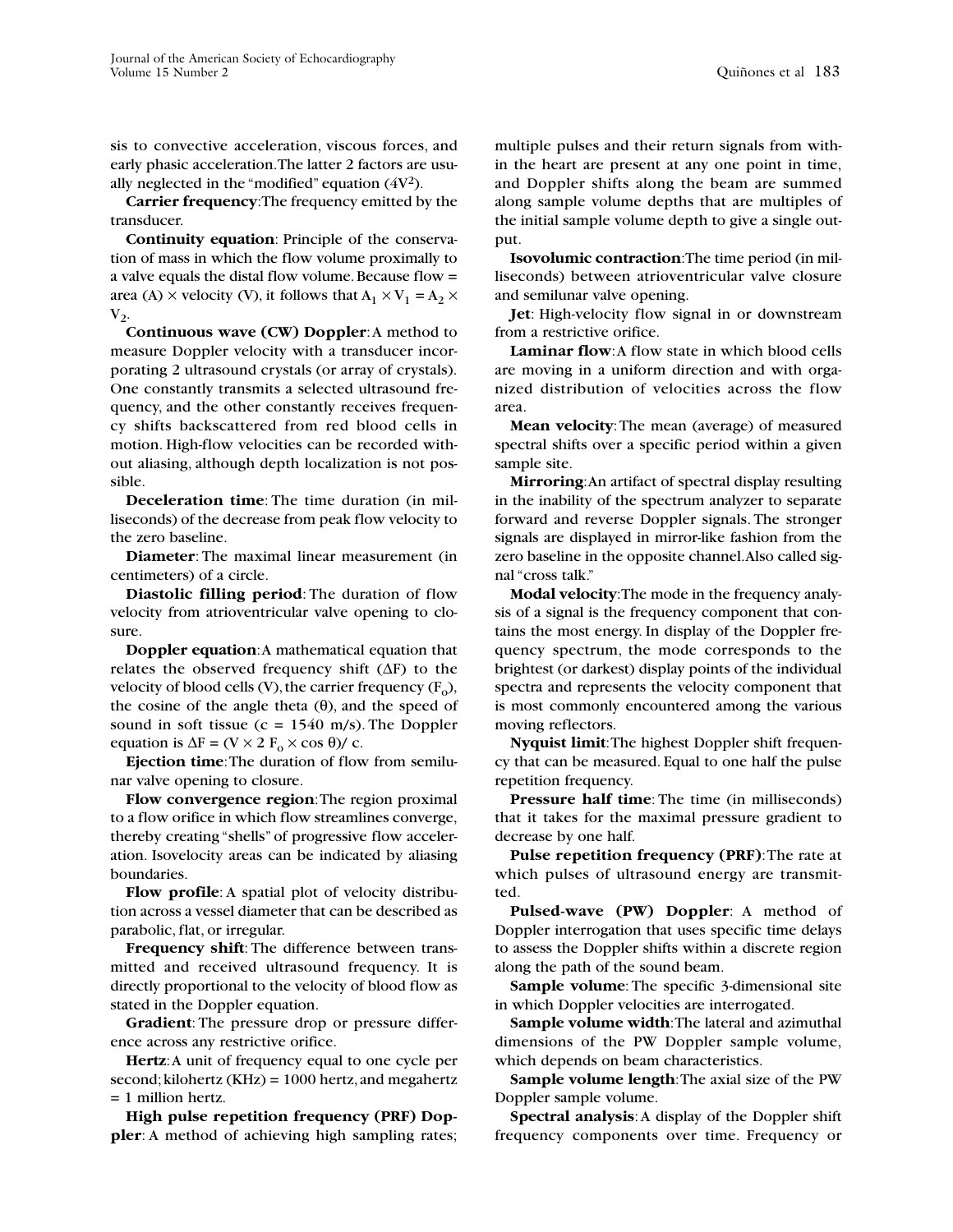sis to convective acceleration, viscous forces, and early phasic acceleration. The latter 2 factors are usually neglected in the "modified" equation ($4V^2$).

**Carrier frequency**: The frequency emitted by the transducer.

**Continuity equation**: Principle of the conservation of mass in which the flow volume proximally to a valve equals the distal flow volume. Because flow = area (A) × velocity (V), it follows that $A_1 \times V_1 = A_2 \times V_2$.

**Continuous wave (CW) Doppler**: A method to measure Doppler velocity with a transducer incorporating 2 ultrasound crystals (or array of crystals). One constantly transmits a selected ultrasound frequency, and the other constantly receives frequency shifts backscattered from red blood cells in motion. High-flow velocities can be recorded without aliasing, although depth localization is not possible.

**Deceleration time**: The time duration (in milliseconds) of the decrease from peak flow velocity to the zero baseline.

**Diameter**: The maximal linear measurement (in centimeters) of a circle.

**Diastolic filling period**: The duration of flow velocity from atrioventricular valve opening to closure.

**Doppler equation**: A mathematical equation that relates the observed frequency shift ($\Delta F$) to the velocity of blood cells (V), the carrier frequency ($F_o$), the cosine of the angle theta ($\theta$), and the speed of sound in soft tissue (c = 1540 m/s). The Doppler equation is $\Delta F = (V \times 2 F_o \times \cos \theta)/ c$.

**Ejection time**: The duration of flow from semilunar valve opening to closure.

**Flow convergence region**: The region proximal to a flow orifice in which flow streamlines converge, thereby creating "shells" of progressive flow acceleration. Isovelocity areas can be indicated by aliasing boundaries.

**Flow profile**: A spatial plot of velocity distribution across a vessel diameter that can be described as parabolic, flat, or irregular.

**Frequency shift**: The difference between transmitted and received ultrasound frequency. It is directly proportional to the velocity of blood flow as stated in the Doppler equation.

**Gradient**: The pressure drop or pressure difference across any restrictive orifice.

**Hertz**: A unit of frequency equal to one cycle per second; kilohertz (KHz) = 1000 hertz, and megahertz = 1 million hertz.

**High pulse repetition frequency (PRF) Doppler**: A method of achieving high sampling rates; multiple pulses and their return signals from within the heart are present at any one point in time, and Doppler shifts along the beam are summed along sample volume depths that are multiples of the initial sample volume depth to give a single output.

**Isovolumic contraction**: The time period (in milliseconds) between atrioventricular valve closure and semilunar valve opening.

**Jet**: High-velocity flow signal in or downstream from a restrictive orifice.

**Laminar flow**: A flow state in which blood cells are moving in a uniform direction and with organized distribution of velocities across the flow area.

**Mean velocity**: The mean (average) of measured spectral shifts over a specific period within a given sample site.

**Mirroring**: An artifact of spectral display resulting in the inability of the spectrum analyzer to separate forward and reverse Doppler signals. The stronger signals are displayed in mirror-like fashion from the zero baseline in the opposite channel. Also called signal "cross talk."

**Modal velocity**: The mode in the frequency analysis of a signal is the frequency component that contains the most energy. In display of the Doppler frequency spectrum, the mode corresponds to the brightest (or darkest) display points of the individual spectra and represents the velocity component that is most commonly encountered among the various moving reflectors.

**Nyquist limit**: The highest Doppler shift frequency that can be measured. Equal to one half the pulse repetition frequency.

**Pressure half time**: The time (in milliseconds) that it takes for the maximal pressure gradient to decrease by one half.

**Pulse repetition frequency (PRF)**: The rate at which pulses of ultrasound energy are transmitted.

**Pulsed-wave (PW) Doppler**: A method of Doppler interrogation that uses specific time delays to assess the Doppler shifts within a discrete region along the path of the sound beam.

**Sample volume**: The specific 3-dimensional site in which Doppler velocities are interrogated.

**Sample volume width**: The lateral and azimuthal dimensions of the PW Doppler sample volume, which depends on beam characteristics.

**Sample volume length**: The axial size of the PW Doppler sample volume.

**Spectral analysis**: A display of the Doppler shift frequency components over time. Frequency or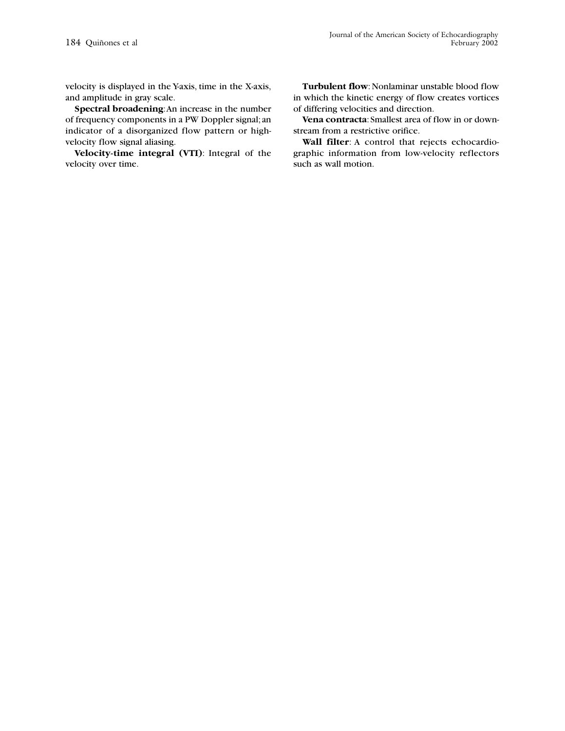velocity is displayed in the Y-axis, time in the X-axis, and amplitude in gray scale.

**Spectral broadening**: An increase in the number of frequency components in a PW Doppler signal; an indicator of a disorganized flow pattern or high-velocity flow signal aliasing.

**Velocity-time integral (VTI)**: Integral of the velocity over time.

**Turbulent flow**: Nonlaminar unstable blood flow in which the kinetic energy of flow creates vortices of differing velocities and direction.

**Vena contracta**: Smallest area of flow in or downstream from a restrictive orifice.

**Wall filter**: A control that rejects echocardiographic information from low-velocity reflectors such as wall motion.